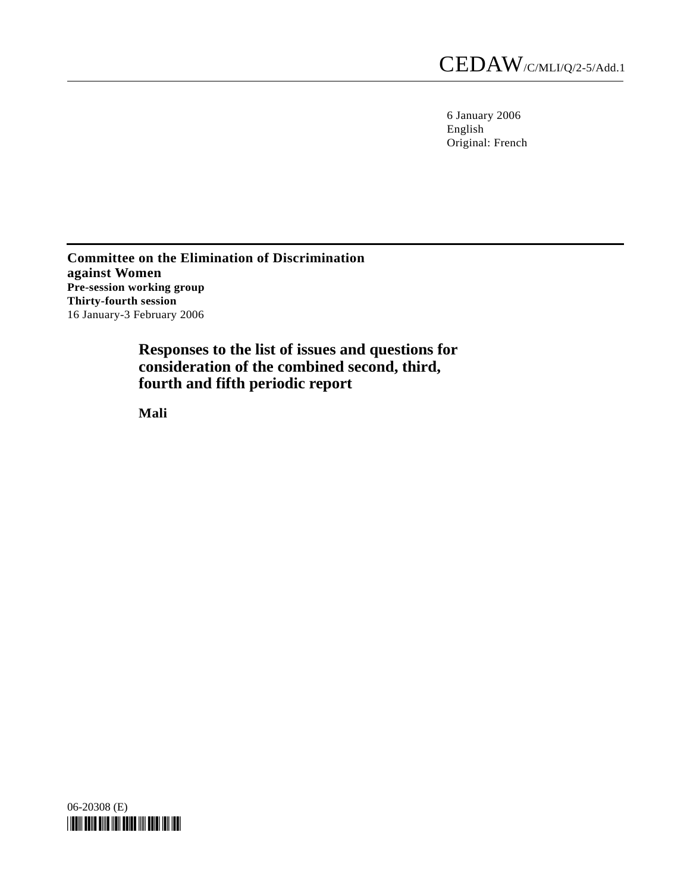CEDAW/C/MLI/Q/2-5/Add.1

6 January 2006
English
Original: French

**Committee on the Elimination of Discrimination against Women**
**Pre-session working group**
**Thirty-fourth session**
16 January-3 February 2006

# Responses to the list of issues and questions for consideration of the combined second, third, fourth and fifth periodic report

**Mali**

06-20308 (E)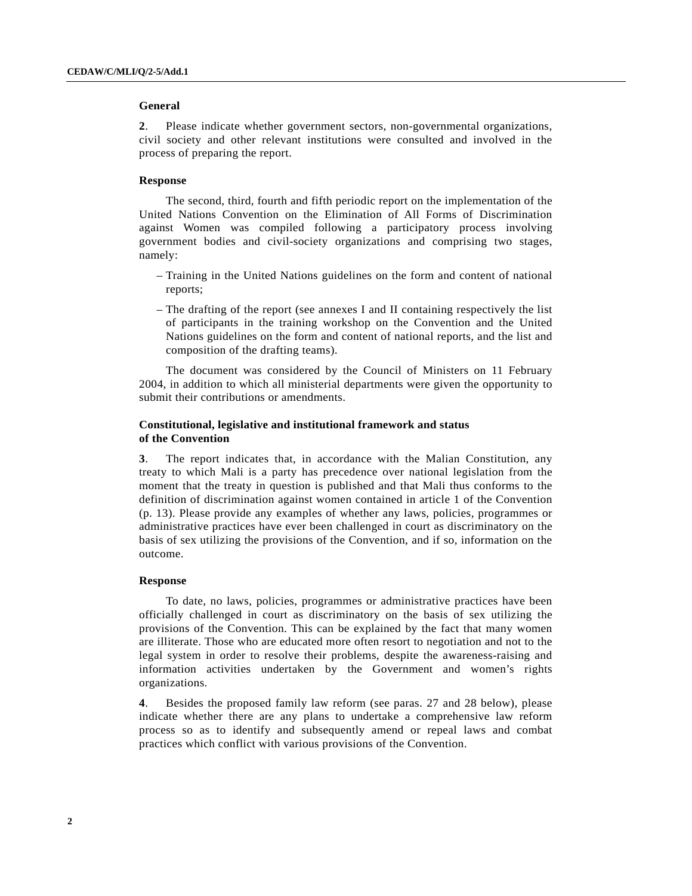### General

**2**. Please indicate whether government sectors, non-governmental organizations, civil society and other relevant institutions were consulted and involved in the process of preparing the report.

#### Response

The second, third, fourth and fifth periodic report on the implementation of the United Nations Convention on the Elimination of All Forms of Discrimination against Women was compiled following a participatory process involving government bodies and civil-society organizations and comprising two stages, namely:

- Training in the United Nations guidelines on the form and content of national reports;
- The drafting of the report (see annexes I and II containing respectively the list of participants in the training workshop on the Convention and the United Nations guidelines on the form and content of national reports, and the list and composition of the drafting teams).

The document was considered by the Council of Ministers on 11 February 2004, in addition to which all ministerial departments were given the opportunity to submit their contributions or amendments.

### Constitutional, legislative and institutional framework and status of the Convention

**3**. The report indicates that, in accordance with the Malian Constitution, any treaty to which Mali is a party has precedence over national legislation from the moment that the treaty in question is published and that Mali thus conforms to the definition of discrimination against women contained in article 1 of the Convention (p. 13). Please provide any examples of whether any laws, policies, programmes or administrative practices have ever been challenged in court as discriminatory on the basis of sex utilizing the provisions of the Convention, and if so, information on the outcome.

#### Response

To date, no laws, policies, programmes or administrative practices have been officially challenged in court as discriminatory on the basis of sex utilizing the provisions of the Convention. This can be explained by the fact that many women are illiterate. Those who are educated more often resort to negotiation and not to the legal system in order to resolve their problems, despite the awareness-raising and information activities undertaken by the Government and women's rights organizations.

**4**. Besides the proposed family law reform (see paras. 27 and 28 below), please indicate whether there are any plans to undertake a comprehensive law reform process so as to identify and subsequently amend or repeal laws and combat practices which conflict with various provisions of the Convention.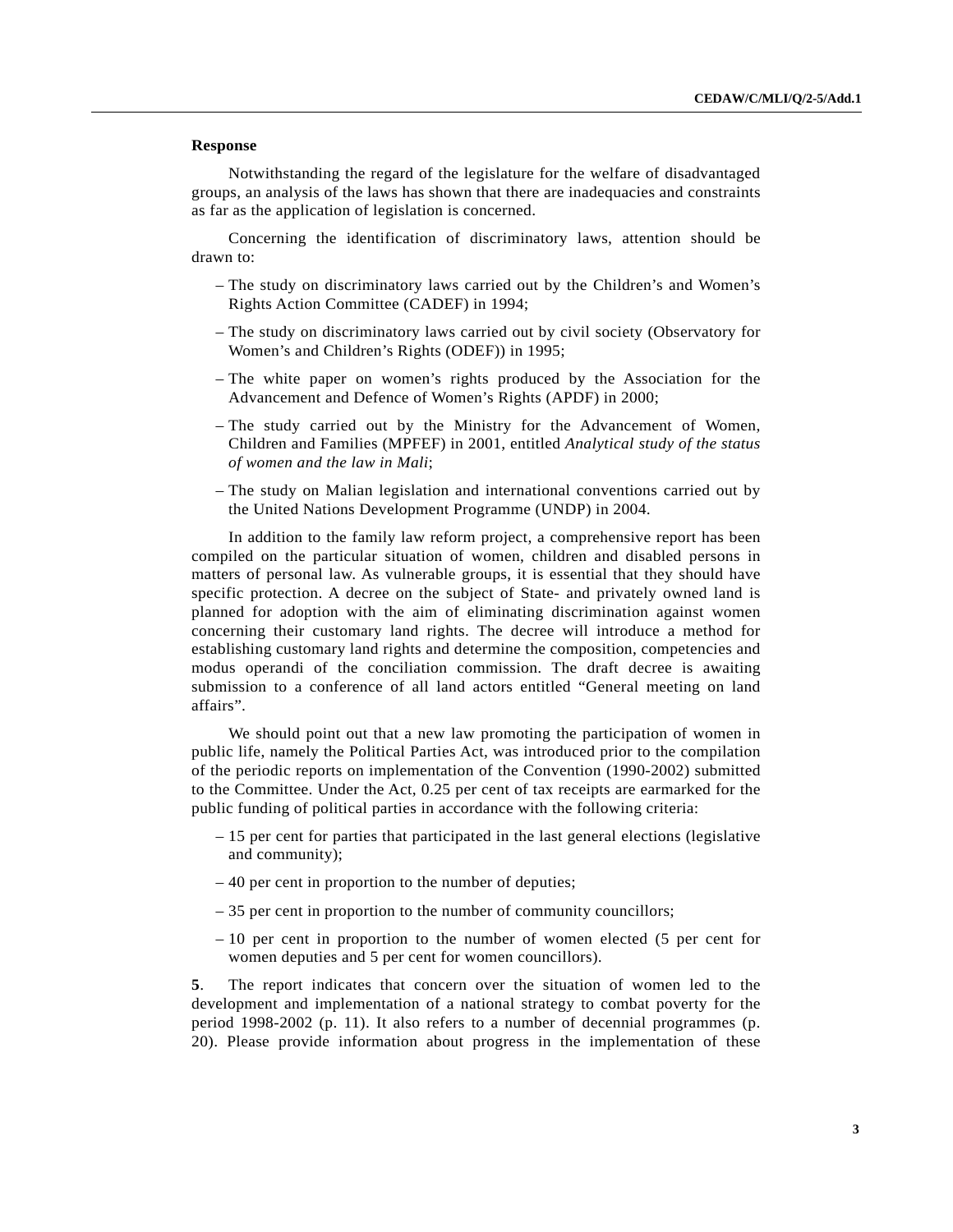**Response**

Notwithstanding the regard of the legislature for the welfare of disadvantaged groups, an analysis of the laws has shown that there are inadequacies and constraints as far as the application of legislation is concerned.

Concerning the identification of discriminatory laws, attention should be drawn to:

– The study on discriminatory laws carried out by the Children's and Women's Rights Action Committee (CADEF) in 1994;

– The study on discriminatory laws carried out by civil society (Observatory for Women's and Children's Rights (ODEF)) in 1995;

– The white paper on women's rights produced by the Association for the Advancement and Defence of Women's Rights (APDF) in 2000;

– The study carried out by the Ministry for the Advancement of Women, Children and Families (MPFEF) in 2001, entitled *Analytical study of the status of women and the law in Mali*;

– The study on Malian legislation and international conventions carried out by the United Nations Development Programme (UNDP) in 2004.

In addition to the family law reform project, a comprehensive report has been compiled on the particular situation of women, children and disabled persons in matters of personal law. As vulnerable groups, it is essential that they should have specific protection. A decree on the subject of State- and privately owned land is planned for adoption with the aim of eliminating discrimination against women concerning their customary land rights. The decree will introduce a method for establishing customary land rights and determine the composition, competencies and modus operandi of the conciliation commission. The draft decree is awaiting submission to a conference of all land actors entitled "General meeting on land affairs".

We should point out that a new law promoting the participation of women in public life, namely the Political Parties Act, was introduced prior to the compilation of the periodic reports on implementation of the Convention (1990-2002) submitted to the Committee. Under the Act, 0.25 per cent of tax receipts are earmarked for the public funding of political parties in accordance with the following criteria:

– 15 per cent for parties that participated in the last general elections (legislative and community);

– 40 per cent in proportion to the number of deputies;

– 35 per cent in proportion to the number of community councillors;

– 10 per cent in proportion to the number of women elected (5 per cent for women deputies and 5 per cent for women councillors).

**5**. The report indicates that concern over the situation of women led to the development and implementation of a national strategy to combat poverty for the period 1998-2002 (p. 11). It also refers to a number of decennial programmes (p. 20). Please provide information about progress in the implementation of these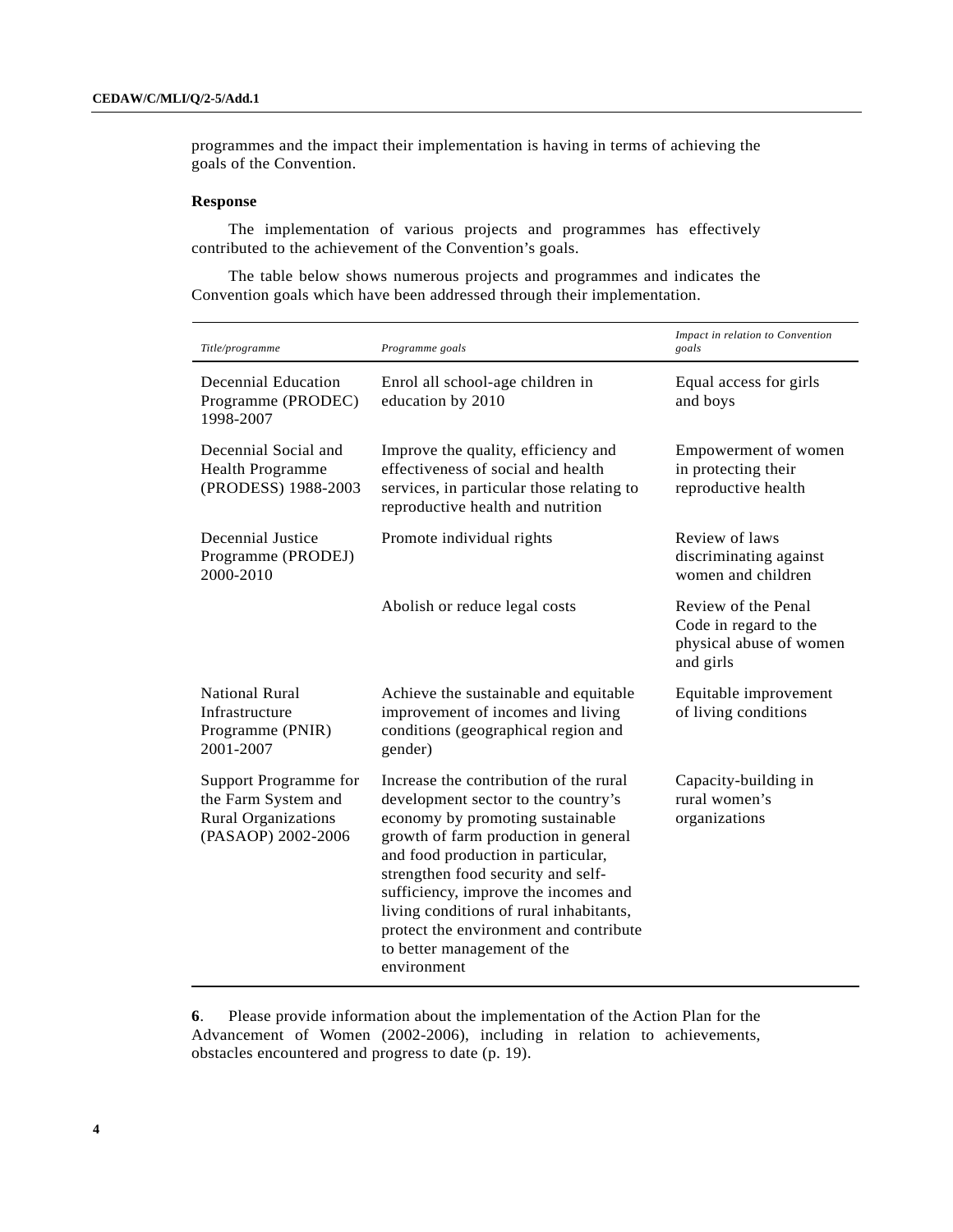programmes and the impact their implementation is having in terms of achieving the goals of the Convention.

**Response**

The implementation of various projects and programmes has effectively contributed to the achievement of the Convention's goals.

The table below shows numerous projects and programmes and indicates the Convention goals which have been addressed through their implementation.

| *Title/programme* | *Programme goals* | *Impact in relation to Convention goals* |
|---|---|---|
| Decennial Education Programme (PRODEC) 1998-2007 | Enrol all school-age children in education by 2010 | Equal access for girls and boys |
| Decennial Social and Health Programme (PRODESS) 1988-2003 | Improve the quality, efficiency and effectiveness of social and health services, in particular those relating to reproductive health and nutrition | Empowerment of women in protecting their reproductive health |
| Decennial Justice Programme (PRODEJ) 2000-2010 | Promote individual rights | Review of laws discriminating against women and children |
| | Abolish or reduce legal costs | Review of the Penal Code in regard to the physical abuse of women and girls |
| National Rural Infrastructure Programme (PNIR) 2001-2007 | Achieve the sustainable and equitable improvement of incomes and living conditions (geographical region and gender) | Equitable improvement of living conditions |
| Support Programme for the Farm System and Rural Organizations (PASAOP) 2002-2006 | Increase the contribution of the rural development sector to the country's economy by promoting sustainable growth of farm production in general and food production in particular, strengthen food security and self-sufficiency, improve the incomes and living conditions of rural inhabitants, protect the environment and contribute to better management of the environment | Capacity-building in rural women's organizations |

**6**. Please provide information about the implementation of the Action Plan for the Advancement of Women (2002-2006), including in relation to achievements, obstacles encountered and progress to date (p. 19).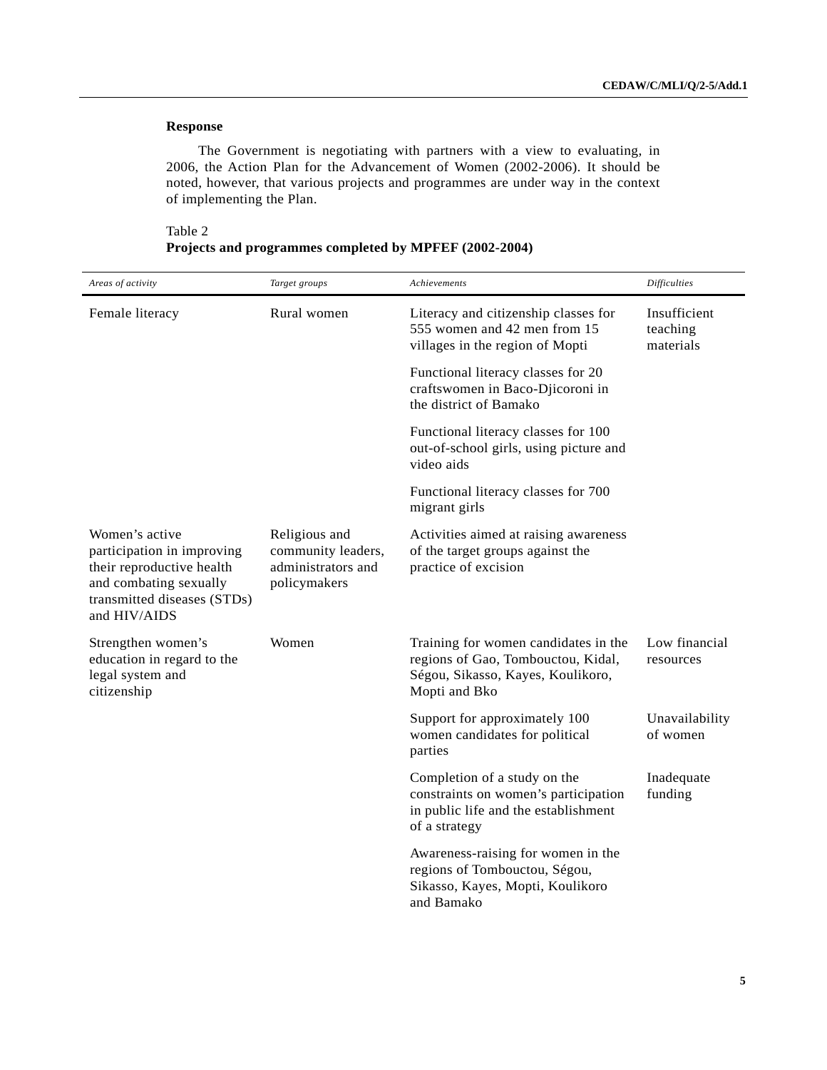**Response**

The Government is negotiating with partners with a view to evaluating, in 2006, the Action Plan for the Advancement of Women (2002-2006). It should be noted, however, that various projects and programmes are under way in the context of implementing the Plan.

Table 2
**Projects and programmes completed by MPFEF (2002-2004)**

| *Areas of activity* | *Target groups* | *Achievements* | *Difficulties* |
|---|---|---|---|
| Female literacy | Rural women | Literacy and citizenship classes for 555 women and 42 men from 15 villages in the region of Mopti | Insufficient teaching materials |
| | | Functional literacy classes for 20 craftswomen in Baco-Djicoroni in the district of Bamako | |
| | | Functional literacy classes for 100 out-of-school girls, using picture and video aids | |
| | | Functional literacy classes for 700 migrant girls | |
| Women's active participation in improving their reproductive health and combating sexually transmitted diseases (STDs) and HIV/AIDS | Religious and community leaders, administrators and policymakers | Activities aimed at raising awareness of the target groups against the practice of excision | |
| Strengthen women's education in regard to the legal system and citizenship | Women | Training for women candidates in the regions of Gao, Tombouctou, Kidal, Ségou, Sikasso, Kayes, Koulikoro, Mopti and Bko | Low financial resources |
| | | Support for approximately 100 women candidates for political parties | Unavailability of women |
| | | Completion of a study on the constraints on women's participation in public life and the establishment of a strategy | Inadequate funding |
| | | Awareness-raising for women in the regions of Tombouctou, Ségou, Sikasso, Kayes, Mopti, Koulikoro and Bamako | |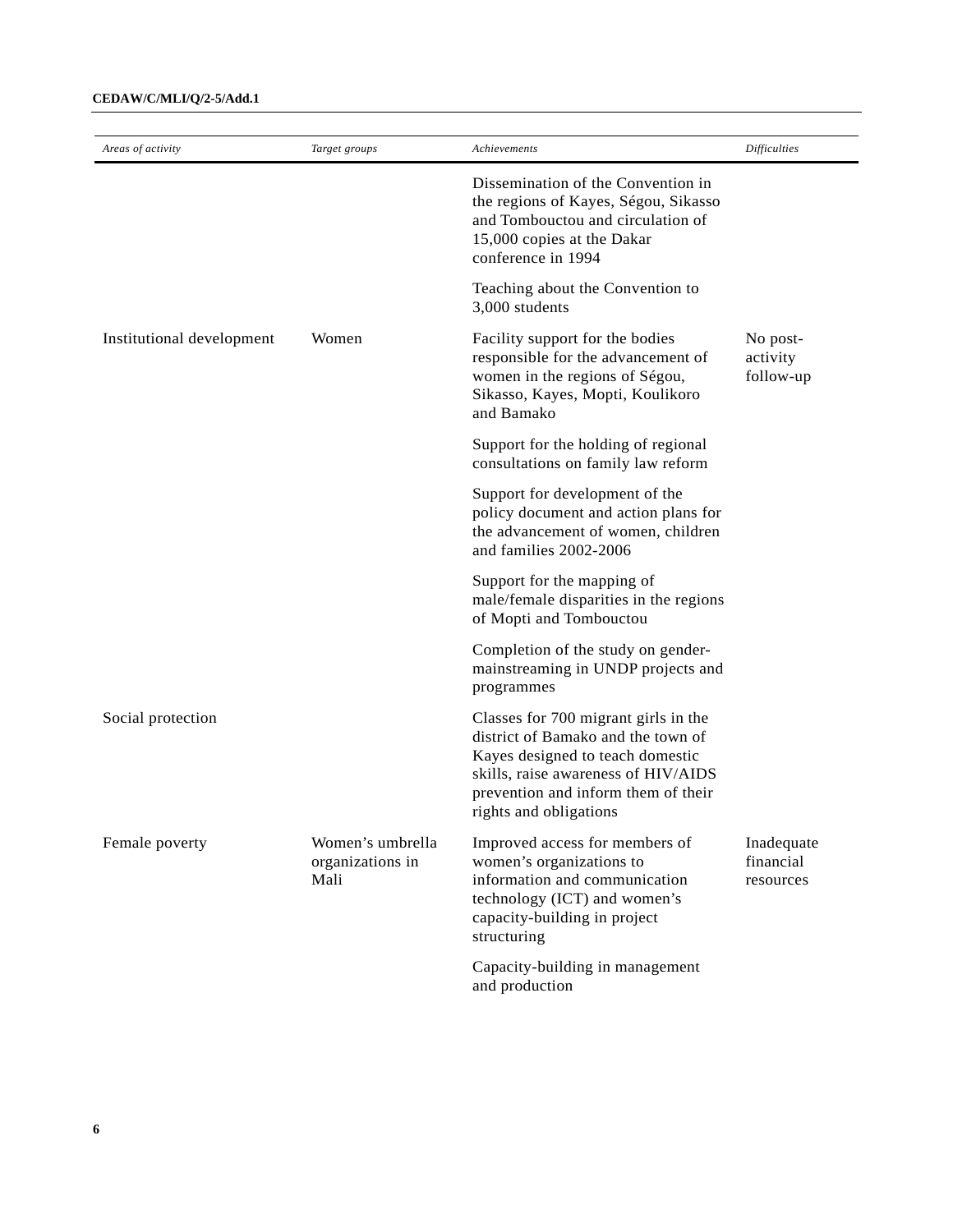| *Areas of activity* | *Target groups* | *Achievements* | *Difficulties* |
|---|---|---|---|
| | | Dissemination of the Convention in the regions of Kayes, Ségou, Sikasso and Tombouctou and circulation of 15,000 copies at the Dakar conference in 1994 | |
| | | Teaching about the Convention to 3,000 students | |
| Institutional development | Women | Facility support for the bodies responsible for the advancement of women in the regions of Ségou, Sikasso, Kayes, Mopti, Koulikoro and Bamako | No post-activity follow-up |
| | | Support for the holding of regional consultations on family law reform | |
| | | Support for development of the policy document and action plans for the advancement of women, children and families 2002-2006 | |
| | | Support for the mapping of male/female disparities in the regions of Mopti and Tombouctou | |
| | | Completion of the study on gender-mainstreaming in UNDP projects and programmes | |
| Social protection | | Classes for 700 migrant girls in the district of Bamako and the town of Kayes designed to teach domestic skills, raise awareness of HIV/AIDS prevention and inform them of their rights and obligations | |
| Female poverty | Women's umbrella organizations in Mali | Improved access for members of women's organizations to information and communication technology (ICT) and women's capacity-building in project structuring | Inadequate financial resources |
| | | Capacity-building in management and production | |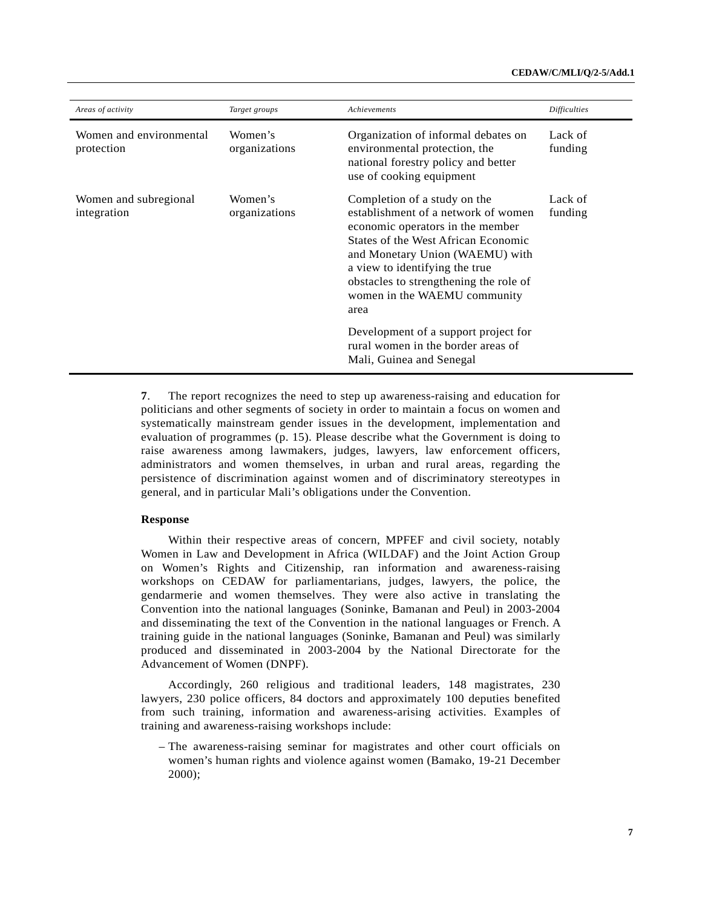| *Areas of activity* | *Target groups* | *Achievements* | *Difficulties* |
|---|---|---|---|
| Women and environmental protection | Women's organizations | Organization of informal debates on environmental protection, the national forestry policy and better use of cooking equipment | Lack of funding |
| Women and subregional integration | Women's organizations | Completion of a study on the establishment of a network of women economic operators in the member States of the West African Economic and Monetary Union (WAEMU) with a view to identifying the true obstacles to strengthening the role of women in the WAEMU community area | Lack of funding |
| | | Development of a support project for rural women in the border areas of Mali, Guinea and Senegal | |

**7**. The report recognizes the need to step up awareness-raising and education for politicians and other segments of society in order to maintain a focus on women and systematically mainstream gender issues in the development, implementation and evaluation of programmes (p. 15). Please describe what the Government is doing to raise awareness among lawmakers, judges, lawyers, law enforcement officers, administrators and women themselves, in urban and rural areas, regarding the persistence of discrimination against women and of discriminatory stereotypes in general, and in particular Mali's obligations under the Convention.

**Response**

Within their respective areas of concern, MPFEF and civil society, notably Women in Law and Development in Africa (WILDAF) and the Joint Action Group on Women's Rights and Citizenship, ran information and awareness-raising workshops on CEDAW for parliamentarians, judges, lawyers, the police, the gendarmerie and women themselves. They were also active in translating the Convention into the national languages (Soninke, Bamanan and Peul) in 2003-2004 and disseminating the text of the Convention in the national languages or French. A training guide in the national languages (Soninke, Bamanan and Peul) was similarly produced and disseminated in 2003-2004 by the National Directorate for the Advancement of Women (DNPF).

Accordingly, 260 religious and traditional leaders, 148 magistrates, 230 lawyers, 230 police officers, 84 doctors and approximately 100 deputies benefited from such training, information and awareness-arising activities. Examples of training and awareness-raising workshops include:

– The awareness-raising seminar for magistrates and other court officials on women's human rights and violence against women (Bamako, 19-21 December 2000);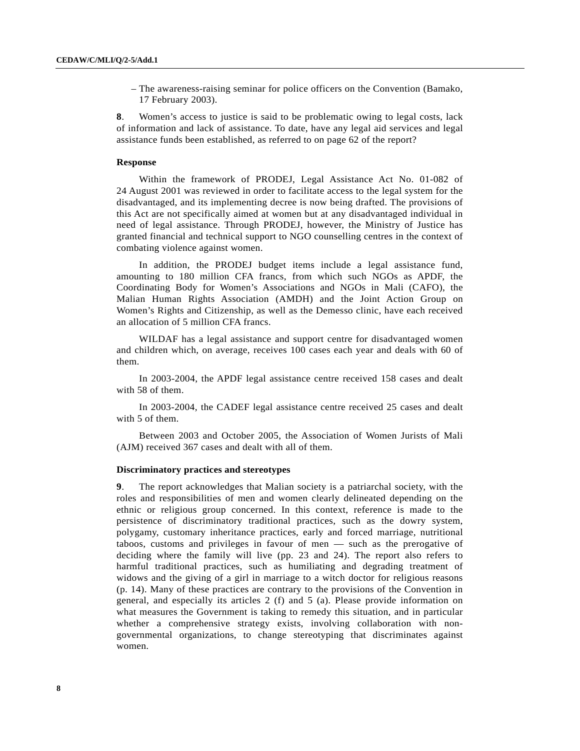– The awareness-raising seminar for police officers on the Convention (Bamako, 17 February 2003).

**8**. Women's access to justice is said to be problematic owing to legal costs, lack of information and lack of assistance. To date, have any legal aid services and legal assistance funds been established, as referred to on page 62 of the report?

**Response**

Within the framework of PRODEJ, Legal Assistance Act No. 01-082 of 24 August 2001 was reviewed in order to facilitate access to the legal system for the disadvantaged, and its implementing decree is now being drafted. The provisions of this Act are not specifically aimed at women but at any disadvantaged individual in need of legal assistance. Through PRODEJ, however, the Ministry of Justice has granted financial and technical support to NGO counselling centres in the context of combating violence against women.

In addition, the PRODEJ budget items include a legal assistance fund, amounting to 180 million CFA francs, from which such NGOs as APDF, the Coordinating Body for Women's Associations and NGOs in Mali (CAFO), the Malian Human Rights Association (AMDH) and the Joint Action Group on Women's Rights and Citizenship, as well as the Demesso clinic, have each received an allocation of 5 million CFA francs.

WILDAF has a legal assistance and support centre for disadvantaged women and children which, on average, receives 100 cases each year and deals with 60 of them.

In 2003-2004, the APDF legal assistance centre received 158 cases and dealt with 58 of them.

In 2003-2004, the CADEF legal assistance centre received 25 cases and dealt with 5 of them.

Between 2003 and October 2005, the Association of Women Jurists of Mali (AJM) received 367 cases and dealt with all of them.

**Discriminatory practices and stereotypes**

**9**. The report acknowledges that Malian society is a patriarchal society, with the roles and responsibilities of men and women clearly delineated depending on the ethnic or religious group concerned. In this context, reference is made to the persistence of discriminatory traditional practices, such as the dowry system, polygamy, customary inheritance practices, early and forced marriage, nutritional taboos, customs and privileges in favour of men — such as the prerogative of deciding where the family will live (pp. 23 and 24). The report also refers to harmful traditional practices, such as humiliating and degrading treatment of widows and the giving of a girl in marriage to a witch doctor for religious reasons (p. 14). Many of these practices are contrary to the provisions of the Convention in general, and especially its articles 2 (f) and 5 (a). Please provide information on what measures the Government is taking to remedy this situation, and in particular whether a comprehensive strategy exists, involving collaboration with non-governmental organizations, to change stereotyping that discriminates against women.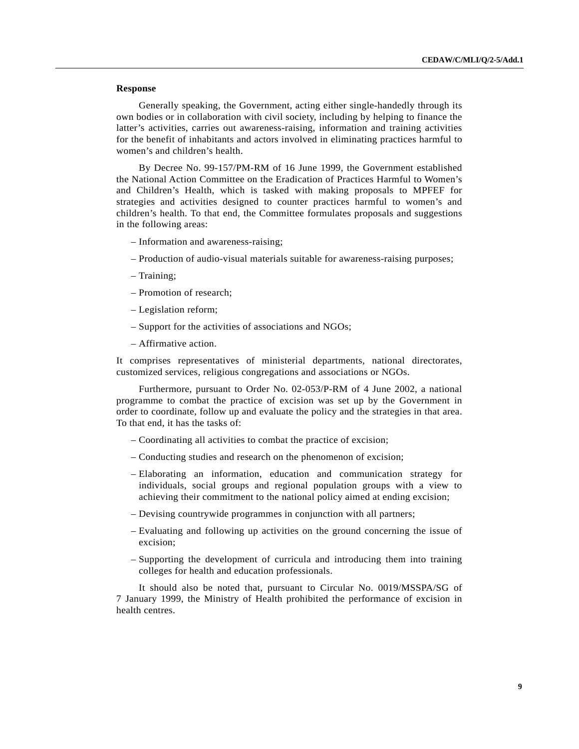**Response**

Generally speaking, the Government, acting either single-handedly through its own bodies or in collaboration with civil society, including by helping to finance the latter's activities, carries out awareness-raising, information and training activities for the benefit of inhabitants and actors involved in eliminating practices harmful to women's and children's health.

By Decree No. 99-157/PM-RM of 16 June 1999, the Government established the National Action Committee on the Eradication of Practices Harmful to Women's and Children's Health, which is tasked with making proposals to MPFEF for strategies and activities designed to counter practices harmful to women's and children's health. To that end, the Committee formulates proposals and suggestions in the following areas:

– Information and awareness-raising;

– Production of audio-visual materials suitable for awareness-raising purposes;

– Training;

– Promotion of research;

– Legislation reform;

– Support for the activities of associations and NGOs;

– Affirmative action.

It comprises representatives of ministerial departments, national directorates, customized services, religious congregations and associations or NGOs.

Furthermore, pursuant to Order No. 02-053/P-RM of 4 June 2002, a national programme to combat the practice of excision was set up by the Government in order to coordinate, follow up and evaluate the policy and the strategies in that area. To that end, it has the tasks of:

– Coordinating all activities to combat the practice of excision;

– Conducting studies and research on the phenomenon of excision;

– Elaborating an information, education and communication strategy for individuals, social groups and regional population groups with a view to achieving their commitment to the national policy aimed at ending excision;

– Devising countrywide programmes in conjunction with all partners;

– Evaluating and following up activities on the ground concerning the issue of excision;

– Supporting the development of curricula and introducing them into training colleges for health and education professionals.

It should also be noted that, pursuant to Circular No. 0019/MSSPA/SG of 7 January 1999, the Ministry of Health prohibited the performance of excision in health centres.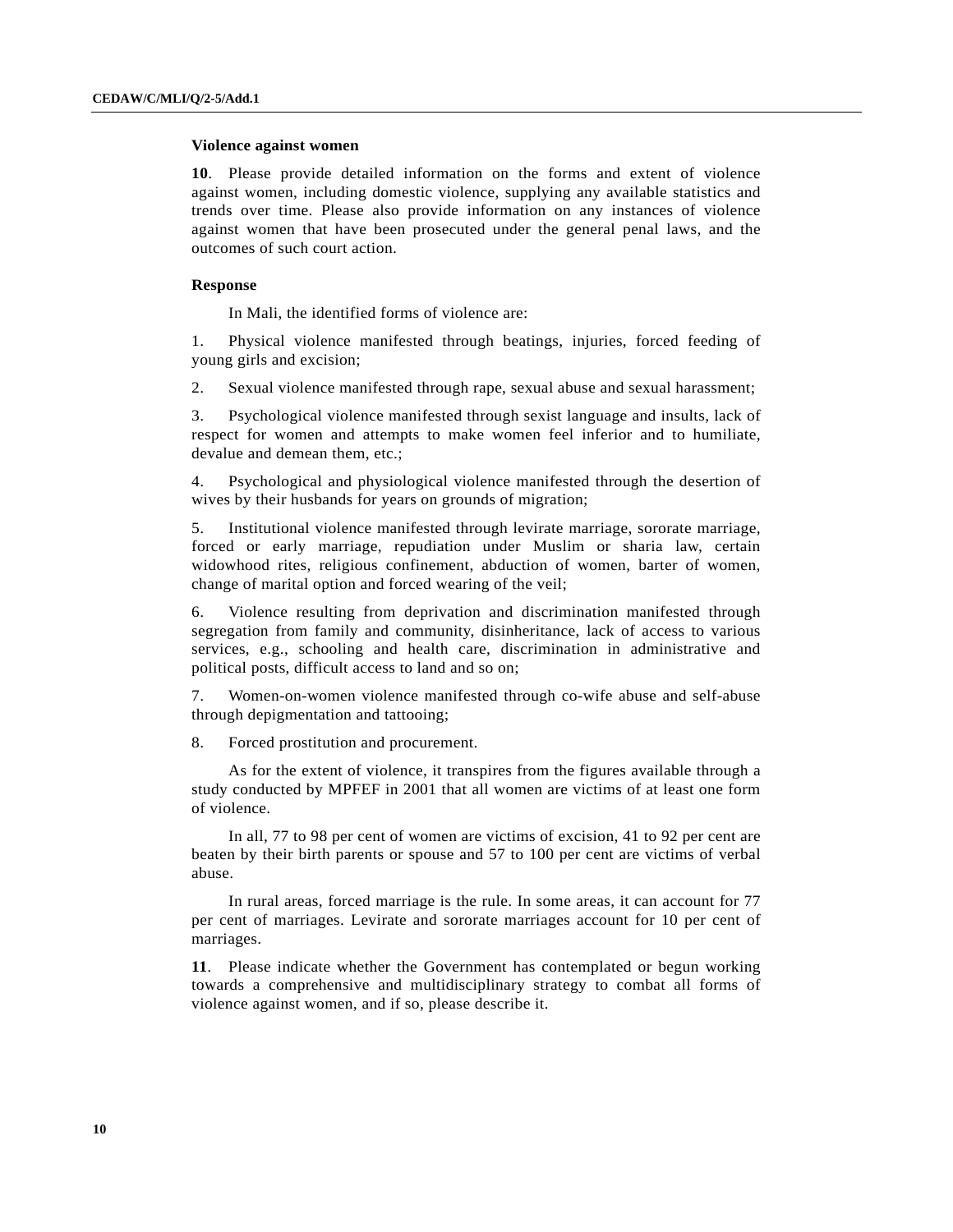### Violence against women

**10**. Please provide detailed information on the forms and extent of violence against women, including domestic violence, supplying any available statistics and trends over time. Please also provide information on any instances of violence against women that have been prosecuted under the general penal laws, and the outcomes of such court action.

#### Response

In Mali, the identified forms of violence are:

1. Physical violence manifested through beatings, injuries, forced feeding of young girls and excision;

2. Sexual violence manifested through rape, sexual abuse and sexual harassment;

3. Psychological violence manifested through sexist language and insults, lack of respect for women and attempts to make women feel inferior and to humiliate, devalue and demean them, etc.;

4. Psychological and physiological violence manifested through the desertion of wives by their husbands for years on grounds of migration;

5. Institutional violence manifested through levirate marriage, sororate marriage, forced or early marriage, repudiation under Muslim or sharia law, certain widowhood rites, religious confinement, abduction of women, barter of women, change of marital option and forced wearing of the veil;

6. Violence resulting from deprivation and discrimination manifested through segregation from family and community, disinheritance, lack of access to various services, e.g., schooling and health care, discrimination in administrative and political posts, difficult access to land and so on;

7. Women-on-women violence manifested through co-wife abuse and self-abuse through depigmentation and tattooing;

8. Forced prostitution and procurement.

As for the extent of violence, it transpires from the figures available through a study conducted by MPFEF in 2001 that all women are victims of at least one form of violence.

In all, 77 to 98 per cent of women are victims of excision, 41 to 92 per cent are beaten by their birth parents or spouse and 57 to 100 per cent are victims of verbal abuse.

In rural areas, forced marriage is the rule. In some areas, it can account for 77 per cent of marriages. Levirate and sororate marriages account for 10 per cent of marriages.

**11**. Please indicate whether the Government has contemplated or begun working towards a comprehensive and multidisciplinary strategy to combat all forms of violence against women, and if so, please describe it.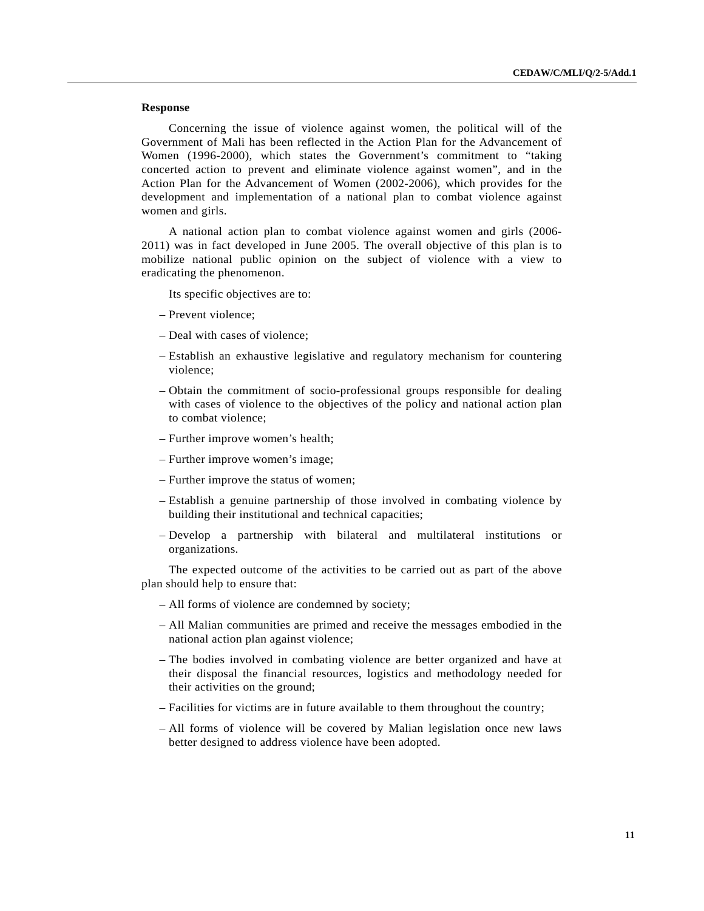**Response**

Concerning the issue of violence against women, the political will of the Government of Mali has been reflected in the Action Plan for the Advancement of Women (1996-2000), which states the Government's commitment to "taking concerted action to prevent and eliminate violence against women", and in the Action Plan for the Advancement of Women (2002-2006), which provides for the development and implementation of a national plan to combat violence against women and girls.

A national action plan to combat violence against women and girls (2006-2011) was in fact developed in June 2005. The overall objective of this plan is to mobilize national public opinion on the subject of violence with a view to eradicating the phenomenon.

Its specific objectives are to:

– Prevent violence;

– Deal with cases of violence;

– Establish an exhaustive legislative and regulatory mechanism for countering violence;

– Obtain the commitment of socio-professional groups responsible for dealing with cases of violence to the objectives of the policy and national action plan to combat violence;

– Further improve women's health;

– Further improve women's image;

– Further improve the status of women;

– Establish a genuine partnership of those involved in combating violence by building their institutional and technical capacities;

– Develop a partnership with bilateral and multilateral institutions or organizations.

The expected outcome of the activities to be carried out as part of the above plan should help to ensure that:

– All forms of violence are condemned by society;

– All Malian communities are primed and receive the messages embodied in the national action plan against violence;

– The bodies involved in combating violence are better organized and have at their disposal the financial resources, logistics and methodology needed for their activities on the ground;

– Facilities for victims are in future available to them throughout the country;

– All forms of violence will be covered by Malian legislation once new laws better designed to address violence have been adopted.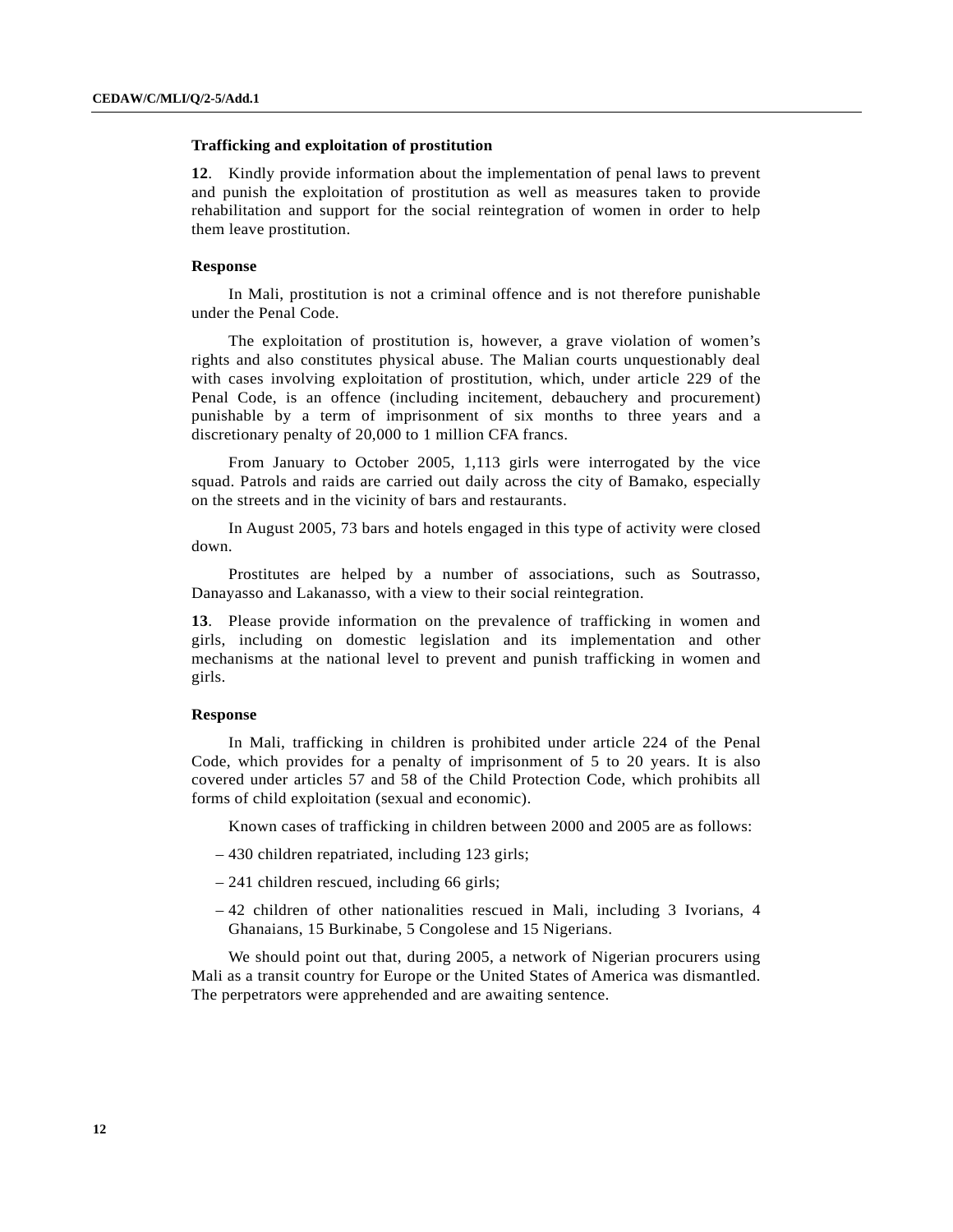### Trafficking and exploitation of prostitution

**12**. Kindly provide information about the implementation of penal laws to prevent and punish the exploitation of prostitution as well as measures taken to provide rehabilitation and support for the social reintegration of women in order to help them leave prostitution.

#### Response

In Mali, prostitution is not a criminal offence and is not therefore punishable under the Penal Code.

The exploitation of prostitution is, however, a grave violation of women's rights and also constitutes physical abuse. The Malian courts unquestionably deal with cases involving exploitation of prostitution, which, under article 229 of the Penal Code, is an offence (including incitement, debauchery and procurement) punishable by a term of imprisonment of six months to three years and a discretionary penalty of 20,000 to 1 million CFA francs.

From January to October 2005, 1,113 girls were interrogated by the vice squad. Patrols and raids are carried out daily across the city of Bamako, especially on the streets and in the vicinity of bars and restaurants.

In August 2005, 73 bars and hotels engaged in this type of activity were closed down.

Prostitutes are helped by a number of associations, such as Soutrasso, Danayasso and Lakanasso, with a view to their social reintegration.

**13**. Please provide information on the prevalence of trafficking in women and girls, including on domestic legislation and its implementation and other mechanisms at the national level to prevent and punish trafficking in women and girls.

#### Response

In Mali, trafficking in children is prohibited under article 224 of the Penal Code, which provides for a penalty of imprisonment of 5 to 20 years. It is also covered under articles 57 and 58 of the Child Protection Code, which prohibits all forms of child exploitation (sexual and economic).

Known cases of trafficking in children between 2000 and 2005 are as follows:

- 430 children repatriated, including 123 girls;
- 241 children rescued, including 66 girls;
- 42 children of other nationalities rescued in Mali, including 3 Ivorians, 4 Ghanaians, 15 Burkinabe, 5 Congolese and 15 Nigerians.

We should point out that, during 2005, a network of Nigerian procurers using Mali as a transit country for Europe or the United States of America was dismantled. The perpetrators were apprehended and are awaiting sentence.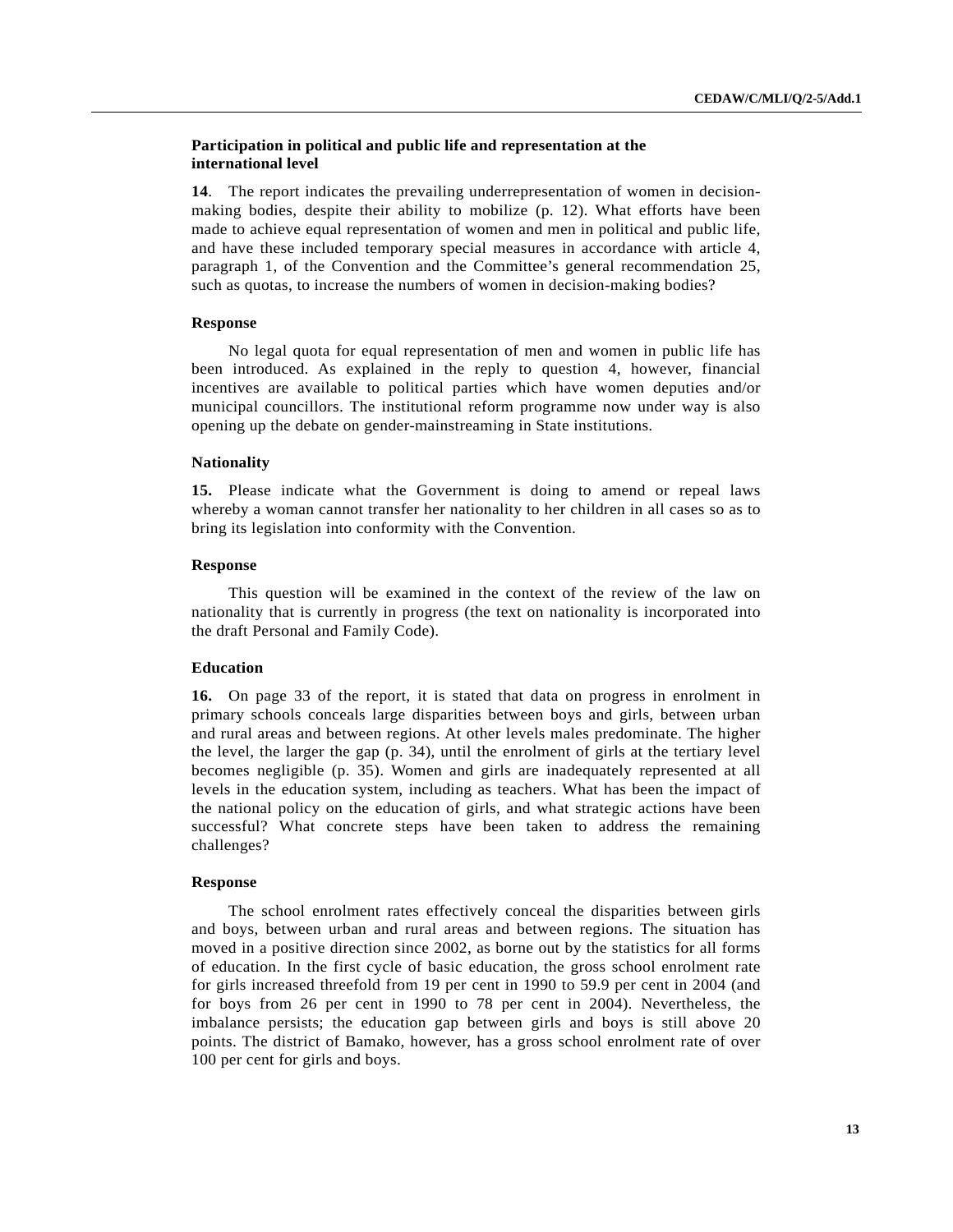**Participation in political and public life and representation at the international level**

**14**. The report indicates the prevailing underrepresentation of women in decision-making bodies, despite their ability to mobilize (p. 12). What efforts have been made to achieve equal representation of women and men in political and public life, and have these included temporary special measures in accordance with article 4, paragraph 1, of the Convention and the Committee's general recommendation 25, such as quotas, to increase the numbers of women in decision-making bodies?

**Response**

No legal quota for equal representation of men and women in public life has been introduced. As explained in the reply to question 4, however, financial incentives are available to political parties which have women deputies and/or municipal councillors. The institutional reform programme now under way is also opening up the debate on gender-mainstreaming in State institutions.

**Nationality**

**15.** Please indicate what the Government is doing to amend or repeal laws whereby a woman cannot transfer her nationality to her children in all cases so as to bring its legislation into conformity with the Convention.

**Response**

This question will be examined in the context of the review of the law on nationality that is currently in progress (the text on nationality is incorporated into the draft Personal and Family Code).

**Education**

**16.** On page 33 of the report, it is stated that data on progress in enrolment in primary schools conceals large disparities between boys and girls, between urban and rural areas and between regions. At other levels males predominate. The higher the level, the larger the gap (p. 34), until the enrolment of girls at the tertiary level becomes negligible (p. 35). Women and girls are inadequately represented at all levels in the education system, including as teachers. What has been the impact of the national policy on the education of girls, and what strategic actions have been successful? What concrete steps have been taken to address the remaining challenges?

**Response**

The school enrolment rates effectively conceal the disparities between girls and boys, between urban and rural areas and between regions. The situation has moved in a positive direction since 2002, as borne out by the statistics for all forms of education. In the first cycle of basic education, the gross school enrolment rate for girls increased threefold from 19 per cent in 1990 to 59.9 per cent in 2004 (and for boys from 26 per cent in 1990 to 78 per cent in 2004). Nevertheless, the imbalance persists; the education gap between girls and boys is still above 20 points. The district of Bamako, however, has a gross school enrolment rate of over 100 per cent for girls and boys.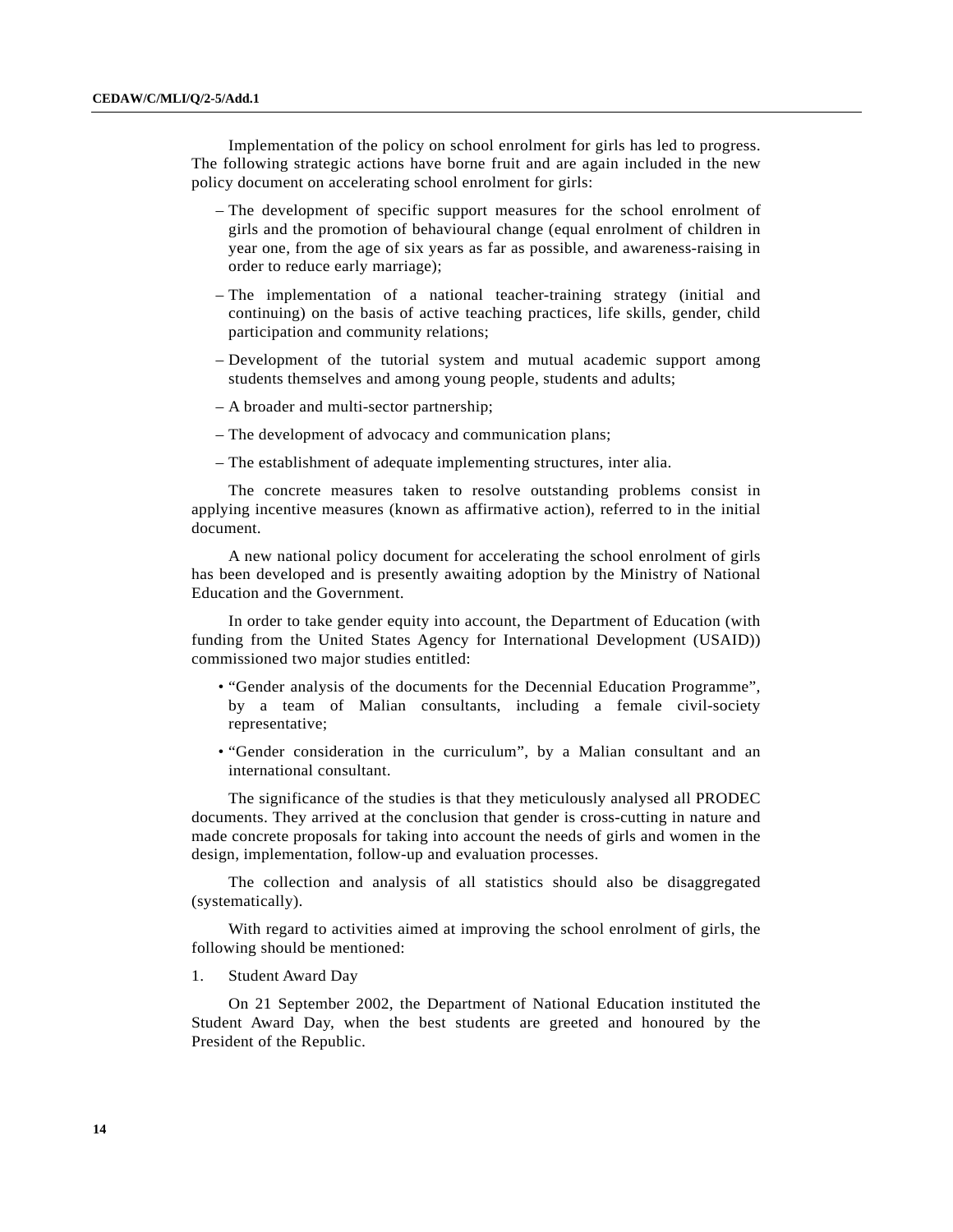Implementation of the policy on school enrolment for girls has led to progress. The following strategic actions have borne fruit and are again included in the new policy document on accelerating school enrolment for girls:

- The development of specific support measures for the school enrolment of girls and the promotion of behavioural change (equal enrolment of children in year one, from the age of six years as far as possible, and awareness-raising in order to reduce early marriage);
- The implementation of a national teacher-training strategy (initial and continuing) on the basis of active teaching practices, life skills, gender, child participation and community relations;
- Development of the tutorial system and mutual academic support among students themselves and among young people, students and adults;
- A broader and multi-sector partnership;
- The development of advocacy and communication plans;
- The establishment of adequate implementing structures, inter alia.

The concrete measures taken to resolve outstanding problems consist in applying incentive measures (known as affirmative action), referred to in the initial document.

A new national policy document for accelerating the school enrolment of girls has been developed and is presently awaiting adoption by the Ministry of National Education and the Government.

In order to take gender equity into account, the Department of Education (with funding from the United States Agency for International Development (USAID)) commissioned two major studies entitled:

- "Gender analysis of the documents for the Decennial Education Programme", by a team of Malian consultants, including a female civil-society representative;
- "Gender consideration in the curriculum", by a Malian consultant and an international consultant.

The significance of the studies is that they meticulously analysed all PRODEC documents. They arrived at the conclusion that gender is cross-cutting in nature and made concrete proposals for taking into account the needs of girls and women in the design, implementation, follow-up and evaluation processes.

The collection and analysis of all statistics should also be disaggregated (systematically).

With regard to activities aimed at improving the school enrolment of girls, the following should be mentioned:

1. Student Award Day

On 21 September 2002, the Department of National Education instituted the Student Award Day, when the best students are greeted and honoured by the President of the Republic.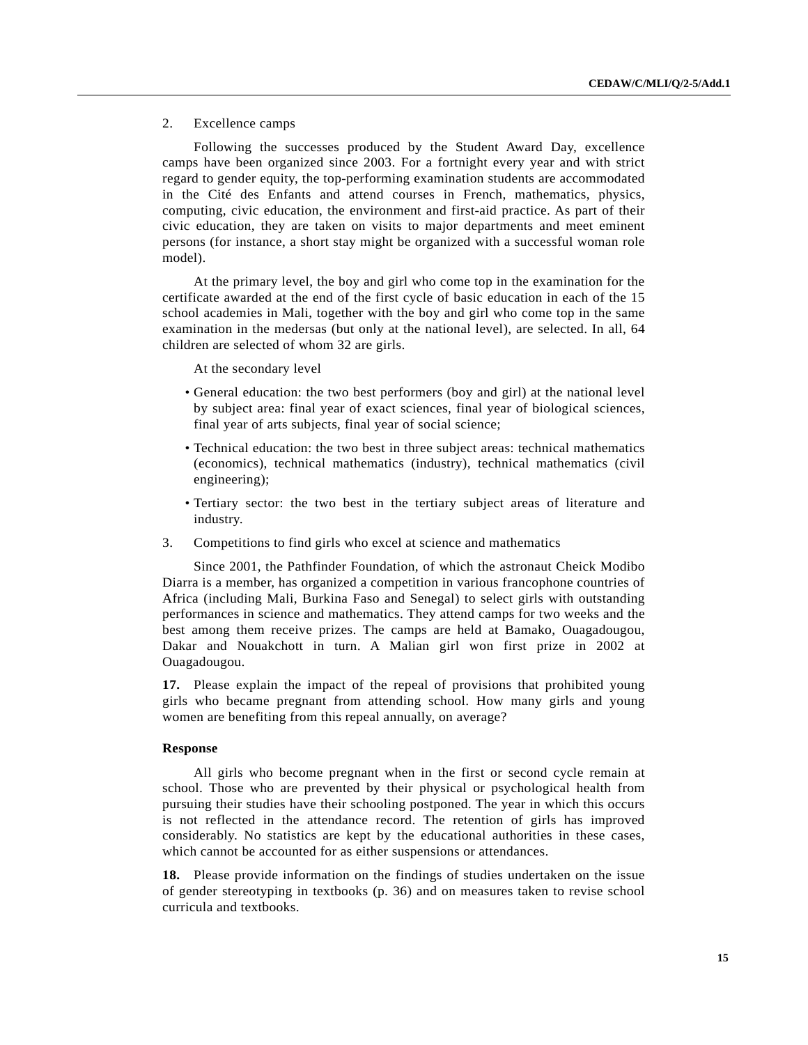2. Excellence camps

Following the successes produced by the Student Award Day, excellence camps have been organized since 2003. For a fortnight every year and with strict regard to gender equity, the top-performing examination students are accommodated in the Cité des Enfants and attend courses in French, mathematics, physics, computing, civic education, the environment and first-aid practice. As part of their civic education, they are taken on visits to major departments and meet eminent persons (for instance, a short stay might be organized with a successful woman role model).

At the primary level, the boy and girl who come top in the examination for the certificate awarded at the end of the first cycle of basic education in each of the 15 school academies in Mali, together with the boy and girl who come top in the same examination in the medersas (but only at the national level), are selected. In all, 64 children are selected of whom 32 are girls.

At the secondary level

- General education: the two best performers (boy and girl) at the national level by subject area: final year of exact sciences, final year of biological sciences, final year of arts subjects, final year of social science;
- Technical education: the two best in three subject areas: technical mathematics (economics), technical mathematics (industry), technical mathematics (civil engineering);
- Tertiary sector: the two best in the tertiary subject areas of literature and industry.

3. Competitions to find girls who excel at science and mathematics

Since 2001, the Pathfinder Foundation, of which the astronaut Cheick Modibo Diarra is a member, has organized a competition in various francophone countries of Africa (including Mali, Burkina Faso and Senegal) to select girls with outstanding performances in science and mathematics. They attend camps for two weeks and the best among them receive prizes. The camps are held at Bamako, Ouagadougou, Dakar and Nouakchott in turn. A Malian girl won first prize in 2002 at Ouagadougou.

**17.** Please explain the impact of the repeal of provisions that prohibited young girls who became pregnant from attending school. How many girls and young women are benefiting from this repeal annually, on average?

**Response**

All girls who become pregnant when in the first or second cycle remain at school. Those who are prevented by their physical or psychological health from pursuing their studies have their schooling postponed. The year in which this occurs is not reflected in the attendance record. The retention of girls has improved considerably. No statistics are kept by the educational authorities in these cases, which cannot be accounted for as either suspensions or attendances.

**18.** Please provide information on the findings of studies undertaken on the issue of gender stereotyping in textbooks (p. 36) and on measures taken to revise school curricula and textbooks.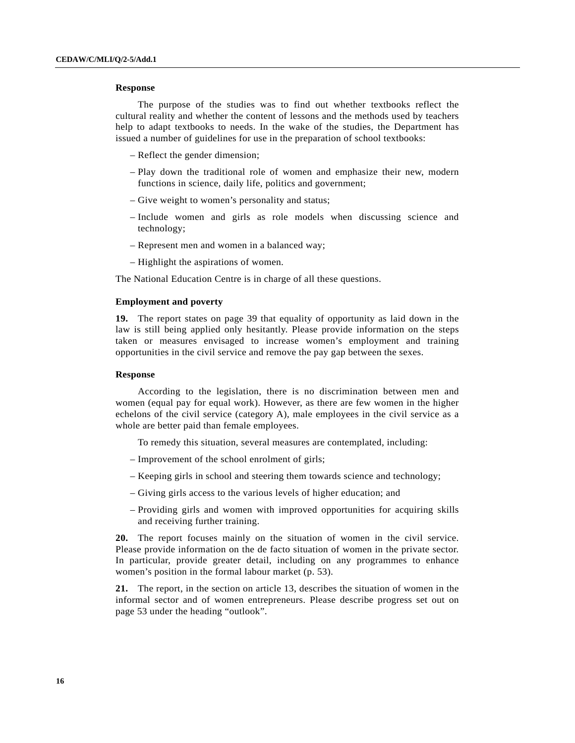**Response**

The purpose of the studies was to find out whether textbooks reflect the cultural reality and whether the content of lessons and the methods used by teachers help to adapt textbooks to needs. In the wake of the studies, the Department has issued a number of guidelines for use in the preparation of school textbooks:

- Reflect the gender dimension;
- Play down the traditional role of women and emphasize their new, modern functions in science, daily life, politics and government;
- Give weight to women's personality and status;
- Include women and girls as role models when discussing science and technology;
- Represent men and women in a balanced way;
- Highlight the aspirations of women.

The National Education Centre is in charge of all these questions.

**Employment and poverty**

**19.** The report states on page 39 that equality of opportunity as laid down in the law is still being applied only hesitantly. Please provide information on the steps taken or measures envisaged to increase women's employment and training opportunities in the civil service and remove the pay gap between the sexes.

**Response**

According to the legislation, there is no discrimination between men and women (equal pay for equal work). However, as there are few women in the higher echelons of the civil service (category A), male employees in the civil service as a whole are better paid than female employees.

To remedy this situation, several measures are contemplated, including:

- Improvement of the school enrolment of girls;
- Keeping girls in school and steering them towards science and technology;
- Giving girls access to the various levels of higher education; and
- Providing girls and women with improved opportunities for acquiring skills and receiving further training.

**20.** The report focuses mainly on the situation of women in the civil service. Please provide information on the de facto situation of women in the private sector. In particular, provide greater detail, including on any programmes to enhance women's position in the formal labour market (p. 53).

**21.** The report, in the section on article 13, describes the situation of women in the informal sector and of women entrepreneurs. Please describe progress set out on page 53 under the heading "outlook".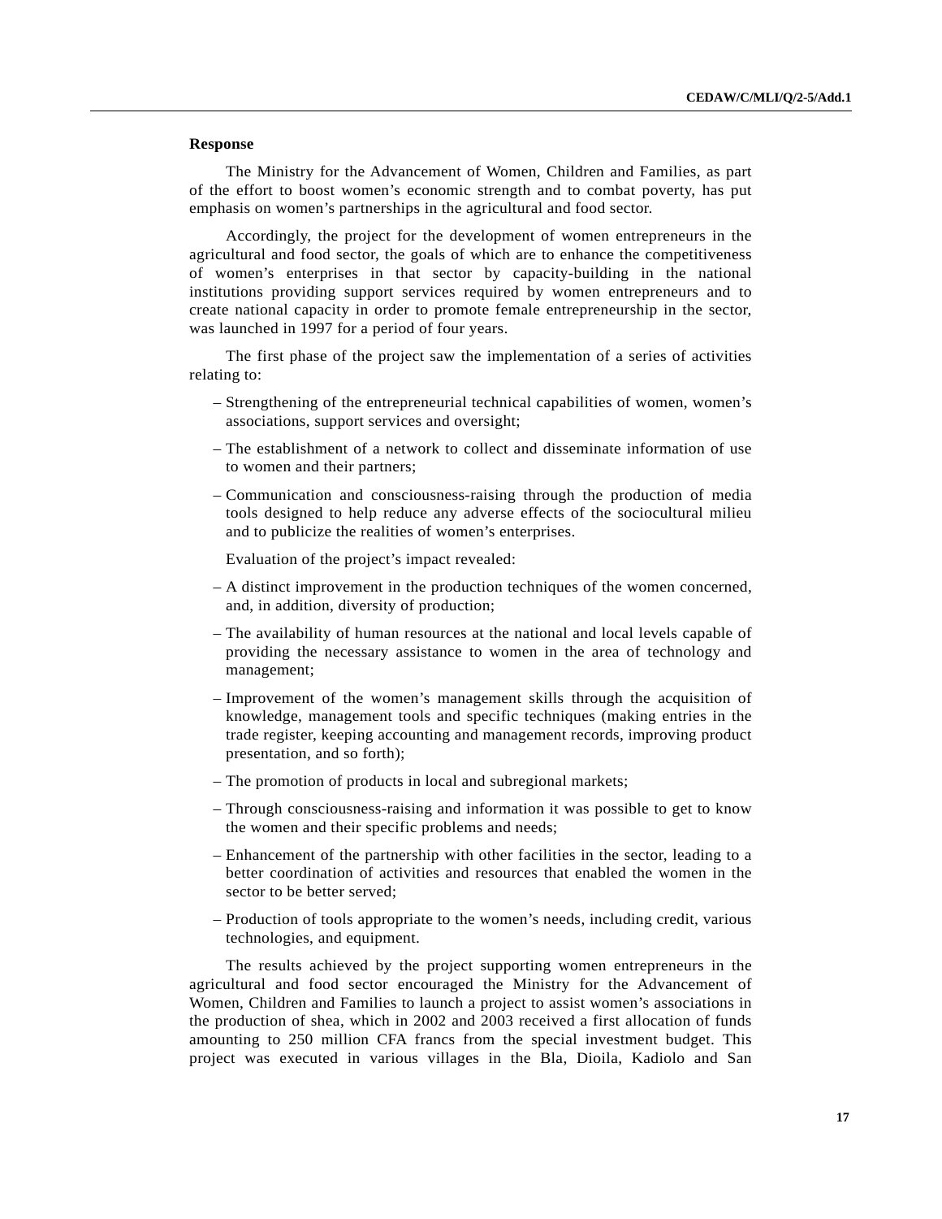**Response**

The Ministry for the Advancement of Women, Children and Families, as part of the effort to boost women's economic strength and to combat poverty, has put emphasis on women's partnerships in the agricultural and food sector.

Accordingly, the project for the development of women entrepreneurs in the agricultural and food sector, the goals of which are to enhance the competitiveness of women's enterprises in that sector by capacity-building in the national institutions providing support services required by women entrepreneurs and to create national capacity in order to promote female entrepreneurship in the sector, was launched in 1997 for a period of four years.

The first phase of the project saw the implementation of a series of activities relating to:

- Strengthening of the entrepreneurial technical capabilities of women, women's associations, support services and oversight;
- The establishment of a network to collect and disseminate information of use to women and their partners;
- Communication and consciousness-raising through the production of media tools designed to help reduce any adverse effects of the sociocultural milieu and to publicize the realities of women's enterprises.

Evaluation of the project's impact revealed:

- A distinct improvement in the production techniques of the women concerned, and, in addition, diversity of production;
- The availability of human resources at the national and local levels capable of providing the necessary assistance to women in the area of technology and management;
- Improvement of the women's management skills through the acquisition of knowledge, management tools and specific techniques (making entries in the trade register, keeping accounting and management records, improving product presentation, and so forth);
- The promotion of products in local and subregional markets;
- Through consciousness-raising and information it was possible to get to know the women and their specific problems and needs;
- Enhancement of the partnership with other facilities in the sector, leading to a better coordination of activities and resources that enabled the women in the sector to be better served;
- Production of tools appropriate to the women's needs, including credit, various technologies, and equipment.

The results achieved by the project supporting women entrepreneurs in the agricultural and food sector encouraged the Ministry for the Advancement of Women, Children and Families to launch a project to assist women's associations in the production of shea, which in 2002 and 2003 received a first allocation of funds amounting to 250 million CFA francs from the special investment budget. This project was executed in various villages in the Bla, Dioila, Kadiolo and San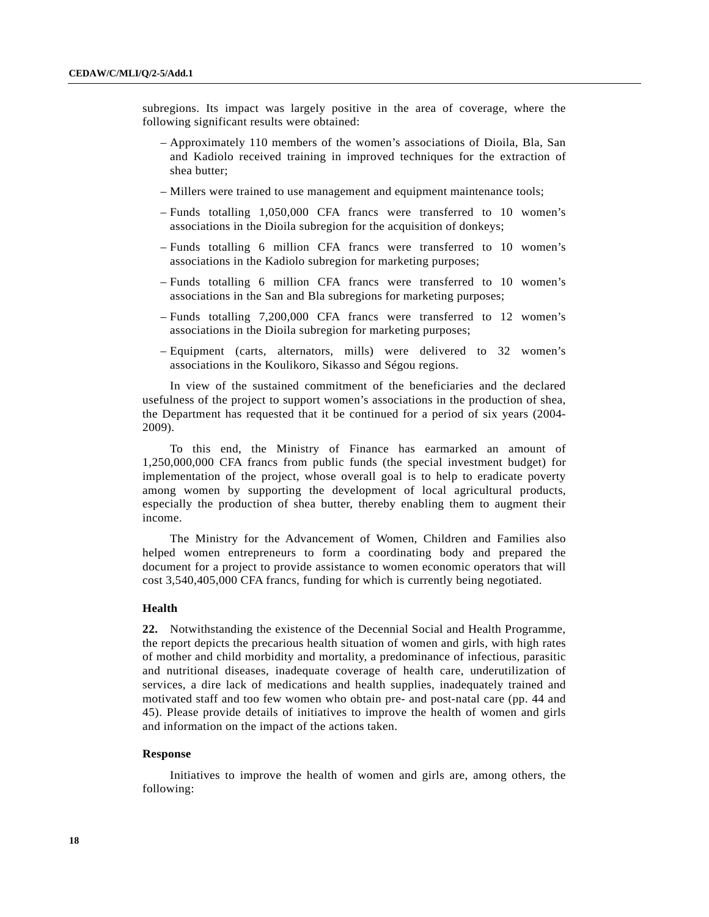subregions. Its impact was largely positive in the area of coverage, where the following significant results were obtained:

- Approximately 110 members of the women's associations of Dioila, Bla, San and Kadiolo received training in improved techniques for the extraction of shea butter;
- Millers were trained to use management and equipment maintenance tools;
- Funds totalling 1,050,000 CFA francs were transferred to 10 women's associations in the Dioila subregion for the acquisition of donkeys;
- Funds totalling 6 million CFA francs were transferred to 10 women's associations in the Kadiolo subregion for marketing purposes;
- Funds totalling 6 million CFA francs were transferred to 10 women's associations in the San and Bla subregions for marketing purposes;
- Funds totalling 7,200,000 CFA francs were transferred to 12 women's associations in the Dioila subregion for marketing purposes;
- Equipment (carts, alternators, mills) were delivered to 32 women's associations in the Koulikoro, Sikasso and Ségou regions.

In view of the sustained commitment of the beneficiaries and the declared usefulness of the project to support women's associations in the production of shea, the Department has requested that it be continued for a period of six years (2004-2009).

To this end, the Ministry of Finance has earmarked an amount of 1,250,000,000 CFA francs from public funds (the special investment budget) for implementation of the project, whose overall goal is to help to eradicate poverty among women by supporting the development of local agricultural products, especially the production of shea butter, thereby enabling them to augment their income.

The Ministry for the Advancement of Women, Children and Families also helped women entrepreneurs to form a coordinating body and prepared the document for a project to provide assistance to women economic operators that will cost 3,540,405,000 CFA francs, funding for which is currently being negotiated.

### Health

**22.** Notwithstanding the existence of the Decennial Social and Health Programme, the report depicts the precarious health situation of women and girls, with high rates of mother and child morbidity and mortality, a predominance of infectious, parasitic and nutritional diseases, inadequate coverage of health care, underutilization of services, a dire lack of medications and health supplies, inadequately trained and motivated staff and too few women who obtain pre- and post-natal care (pp. 44 and 45). Please provide details of initiatives to improve the health of women and girls and information on the impact of the actions taken.

### Response

Initiatives to improve the health of women and girls are, among others, the following: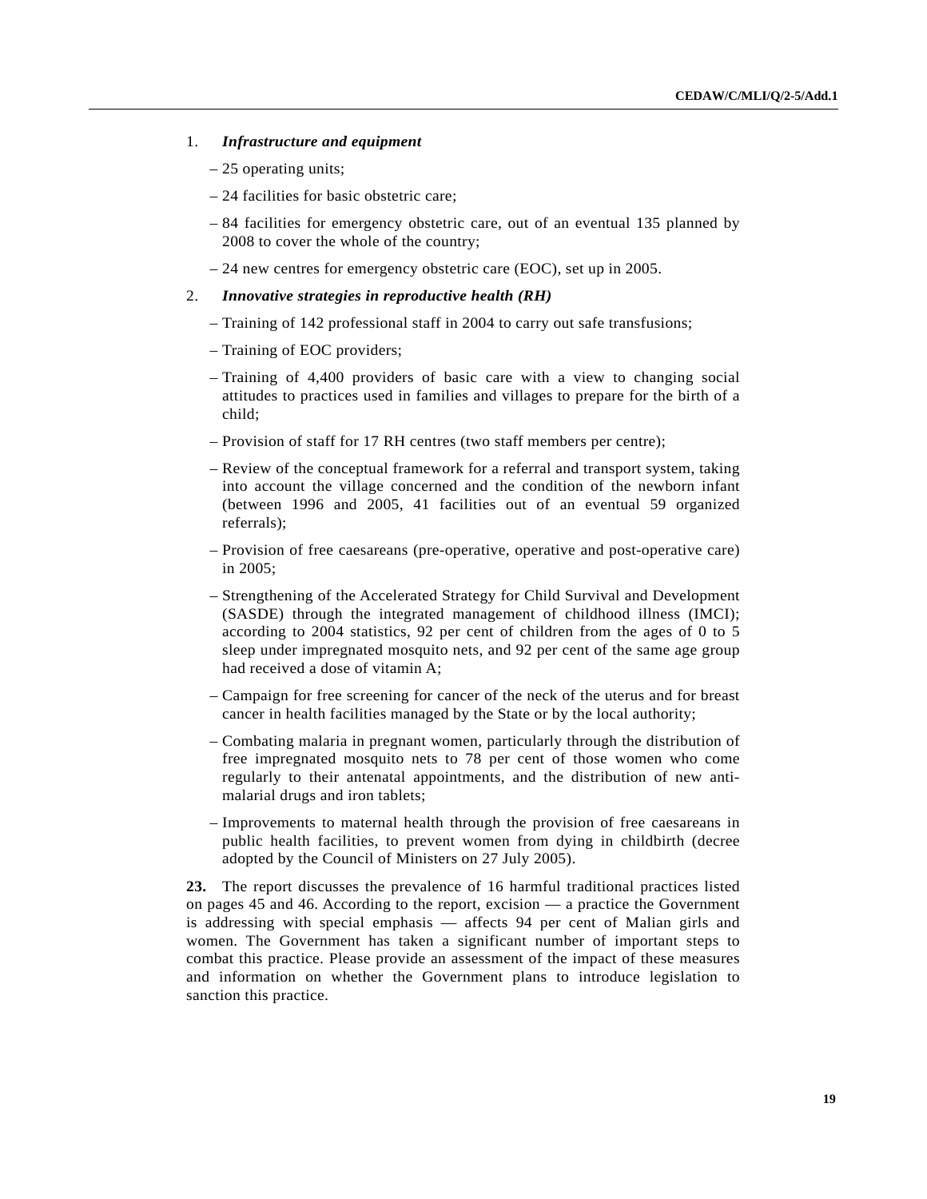1. ***Infrastructure and equipment***

   – 25 operating units;

   – 24 facilities for basic obstetric care;

   – 84 facilities for emergency obstetric care, out of an eventual 135 planned by 2008 to cover the whole of the country;

   – 24 new centres for emergency obstetric care (EOC), set up in 2005.

2. ***Innovative strategies in reproductive health (RH)***

   – Training of 142 professional staff in 2004 to carry out safe transfusions;

   – Training of EOC providers;

   – Training of 4,400 providers of basic care with a view to changing social attitudes to practices used in families and villages to prepare for the birth of a child;

   – Provision of staff for 17 RH centres (two staff members per centre);

   – Review of the conceptual framework for a referral and transport system, taking into account the village concerned and the condition of the newborn infant (between 1996 and 2005, 41 facilities out of an eventual 59 organized referrals);

   – Provision of free caesareans (pre-operative, operative and post-operative care) in 2005;

   – Strengthening of the Accelerated Strategy for Child Survival and Development (SASDE) through the integrated management of childhood illness (IMCI); according to 2004 statistics, 92 per cent of children from the ages of 0 to 5 sleep under impregnated mosquito nets, and 92 per cent of the same age group had received a dose of vitamin A;

   – Campaign for free screening for cancer of the neck of the uterus and for breast cancer in health facilities managed by the State or by the local authority;

   – Combating malaria in pregnant women, particularly through the distribution of free impregnated mosquito nets to 78 per cent of those women who come regularly to their antenatal appointments, and the distribution of new anti-malarial drugs and iron tablets;

   – Improvements to maternal health through the provision of free caesareans in public health facilities, to prevent women from dying in childbirth (decree adopted by the Council of Ministers on 27 July 2005).

**23.** The report discusses the prevalence of 16 harmful traditional practices listed on pages 45 and 46. According to the report, excision — a practice the Government is addressing with special emphasis — affects 94 per cent of Malian girls and women. The Government has taken a significant number of important steps to combat this practice. Please provide an assessment of the impact of these measures and information on whether the Government plans to introduce legislation to sanction this practice.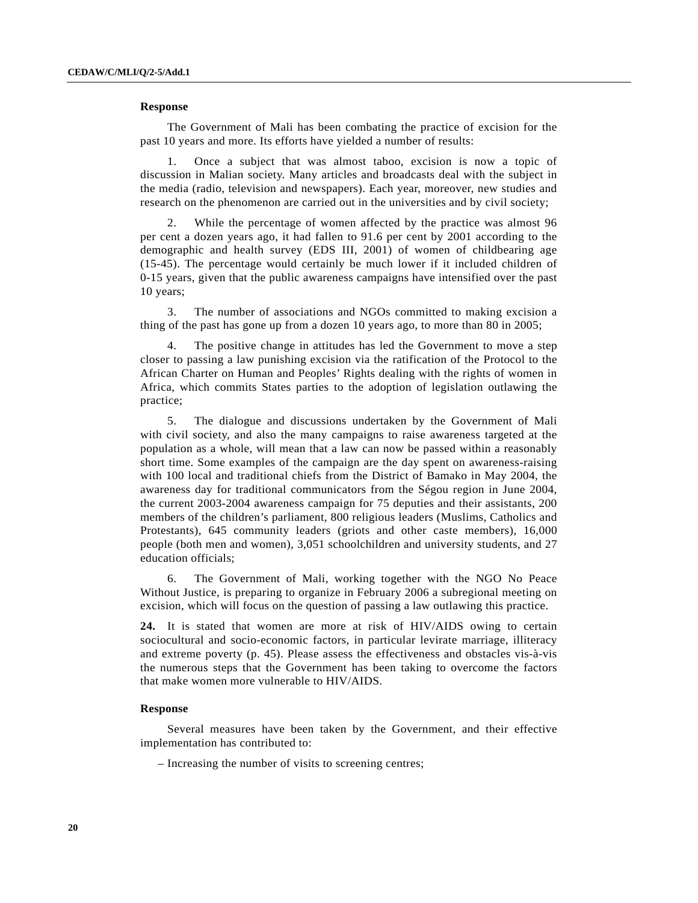**Response**

The Government of Mali has been combating the practice of excision for the past 10 years and more. Its efforts have yielded a number of results:

1. Once a subject that was almost taboo, excision is now a topic of discussion in Malian society. Many articles and broadcasts deal with the subject in the media (radio, television and newspapers). Each year, moreover, new studies and research on the phenomenon are carried out in the universities and by civil society;

2. While the percentage of women affected by the practice was almost 96 per cent a dozen years ago, it had fallen to 91.6 per cent by 2001 according to the demographic and health survey (EDS III, 2001) of women of childbearing age (15-45). The percentage would certainly be much lower if it included children of 0-15 years, given that the public awareness campaigns have intensified over the past 10 years;

3. The number of associations and NGOs committed to making excision a thing of the past has gone up from a dozen 10 years ago, to more than 80 in 2005;

4. The positive change in attitudes has led the Government to move a step closer to passing a law punishing excision via the ratification of the Protocol to the African Charter on Human and Peoples' Rights dealing with the rights of women in Africa, which commits States parties to the adoption of legislation outlawing the practice;

5. The dialogue and discussions undertaken by the Government of Mali with civil society, and also the many campaigns to raise awareness targeted at the population as a whole, will mean that a law can now be passed within a reasonably short time. Some examples of the campaign are the day spent on awareness-raising with 100 local and traditional chiefs from the District of Bamako in May 2004, the awareness day for traditional communicators from the Ségou region in June 2004, the current 2003-2004 awareness campaign for 75 deputies and their assistants, 200 members of the children's parliament, 800 religious leaders (Muslims, Catholics and Protestants), 645 community leaders (griots and other caste members), 16,000 people (both men and women), 3,051 schoolchildren and university students, and 27 education officials;

6. The Government of Mali, working together with the NGO No Peace Without Justice, is preparing to organize in February 2006 a subregional meeting on excision, which will focus on the question of passing a law outlawing this practice.

**24.** It is stated that women are more at risk of HIV/AIDS owing to certain sociocultural and socio-economic factors, in particular levirate marriage, illiteracy and extreme poverty (p. 45). Please assess the effectiveness and obstacles vis-à-vis the numerous steps that the Government has been taking to overcome the factors that make women more vulnerable to HIV/AIDS.

**Response**

Several measures have been taken by the Government, and their effective implementation has contributed to:

– Increasing the number of visits to screening centres;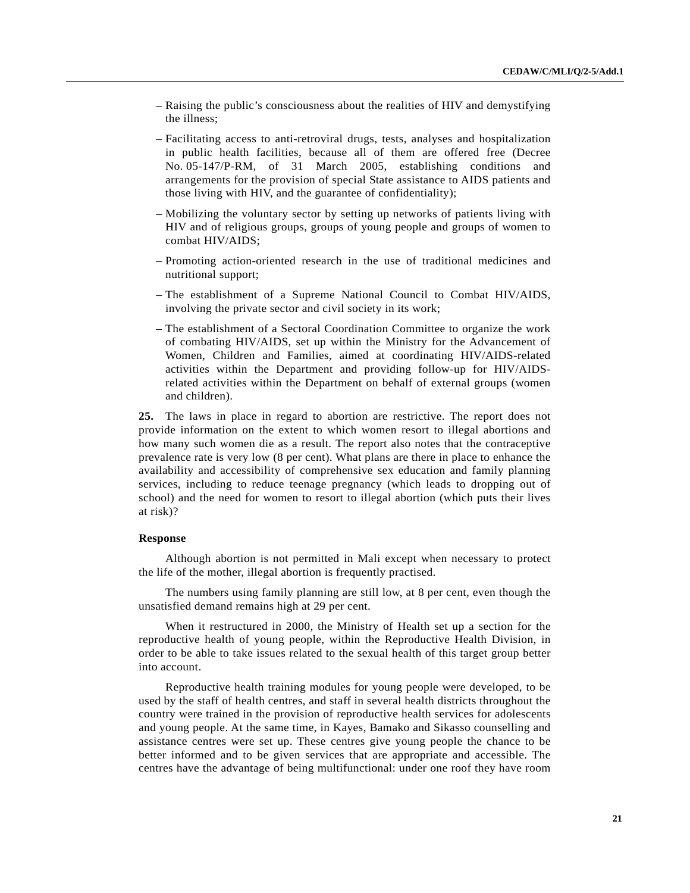– Raising the public's consciousness about the realities of HIV and demystifying the illness;

– Facilitating access to anti-retroviral drugs, tests, analyses and hospitalization in public health facilities, because all of them are offered free (Decree No. 05-147/P-RM, of 31 March 2005, establishing conditions and arrangements for the provision of special State assistance to AIDS patients and those living with HIV, and the guarantee of confidentiality);

– Mobilizing the voluntary sector by setting up networks of patients living with HIV and of religious groups, groups of young people and groups of women to combat HIV/AIDS;

– Promoting action-oriented research in the use of traditional medicines and nutritional support;

– The establishment of a Supreme National Council to Combat HIV/AIDS, involving the private sector and civil society in its work;

– The establishment of a Sectoral Coordination Committee to organize the work of combating HIV/AIDS, set up within the Ministry for the Advancement of Women, Children and Families, aimed at coordinating HIV/AIDS-related activities within the Department and providing follow-up for HIV/AIDS-related activities within the Department on behalf of external groups (women and children).

**25.** The laws in place in regard to abortion are restrictive. The report does not provide information on the extent to which women resort to illegal abortions and how many such women die as a result. The report also notes that the contraceptive prevalence rate is very low (8 per cent). What plans are there in place to enhance the availability and accessibility of comprehensive sex education and family planning services, including to reduce teenage pregnancy (which leads to dropping out of school) and the need for women to resort to illegal abortion (which puts their lives at risk)?

**Response**

Although abortion is not permitted in Mali except when necessary to protect the life of the mother, illegal abortion is frequently practised.

The numbers using family planning are still low, at 8 per cent, even though the unsatisfied demand remains high at 29 per cent.

When it restructured in 2000, the Ministry of Health set up a section for the reproductive health of young people, within the Reproductive Health Division, in order to be able to take issues related to the sexual health of this target group better into account.

Reproductive health training modules for young people were developed, to be used by the staff of health centres, and staff in several health districts throughout the country were trained in the provision of reproductive health services for adolescents and young people. At the same time, in Kayes, Bamako and Sikasso counselling and assistance centres were set up. These centres give young people the chance to be better informed and to be given services that are appropriate and accessible. The centres have the advantage of being multifunctional: under one roof they have room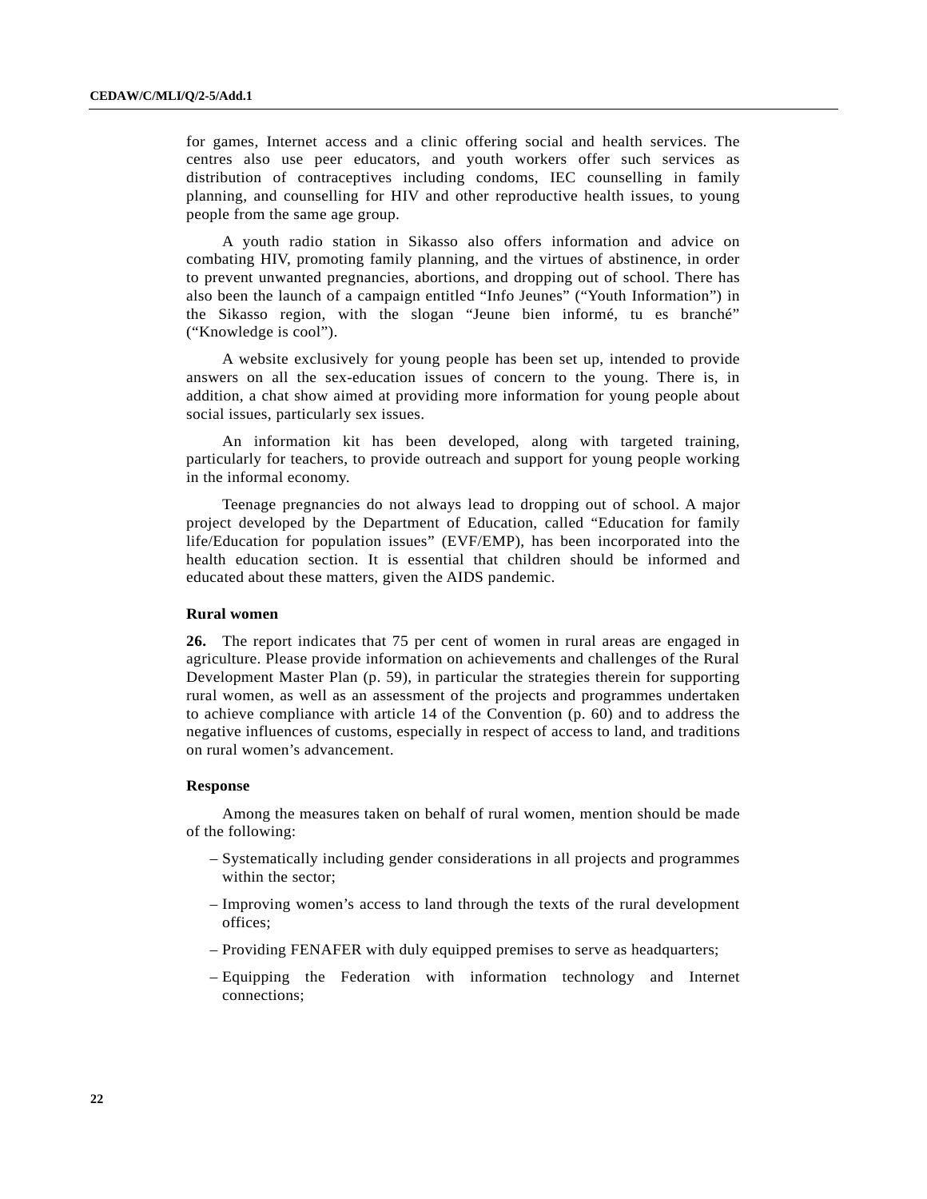for games, Internet access and a clinic offering social and health services. The centres also use peer educators, and youth workers offer such services as distribution of contraceptives including condoms, IEC counselling in family planning, and counselling for HIV and other reproductive health issues, to young people from the same age group.

A youth radio station in Sikasso also offers information and advice on combating HIV, promoting family planning, and the virtues of abstinence, in order to prevent unwanted pregnancies, abortions, and dropping out of school. There has also been the launch of a campaign entitled "Info Jeunes" ("Youth Information") in the Sikasso region, with the slogan "Jeune bien informé, tu es branché" ("Knowledge is cool").

A website exclusively for young people has been set up, intended to provide answers on all the sex-education issues of concern to the young. There is, in addition, a chat show aimed at providing more information for young people about social issues, particularly sex issues.

An information kit has been developed, along with targeted training, particularly for teachers, to provide outreach and support for young people working in the informal economy.

Teenage pregnancies do not always lead to dropping out of school. A major project developed by the Department of Education, called "Education for family life/Education for population issues" (EVF/EMP), has been incorporated into the health education section. It is essential that children should be informed and educated about these matters, given the AIDS pandemic.

### Rural women

**26.** The report indicates that 75 per cent of women in rural areas are engaged in agriculture. Please provide information on achievements and challenges of the Rural Development Master Plan (p. 59), in particular the strategies therein for supporting rural women, as well as an assessment of the projects and programmes undertaken to achieve compliance with article 14 of the Convention (p. 60) and to address the negative influences of customs, especially in respect of access to land, and traditions on rural women's advancement.

#### Response

Among the measures taken on behalf of rural women, mention should be made of the following:

- Systematically including gender considerations in all projects and programmes within the sector;
- Improving women's access to land through the texts of the rural development offices;
- Providing FENAFER with duly equipped premises to serve as headquarters;
- Equipping the Federation with information technology and Internet connections;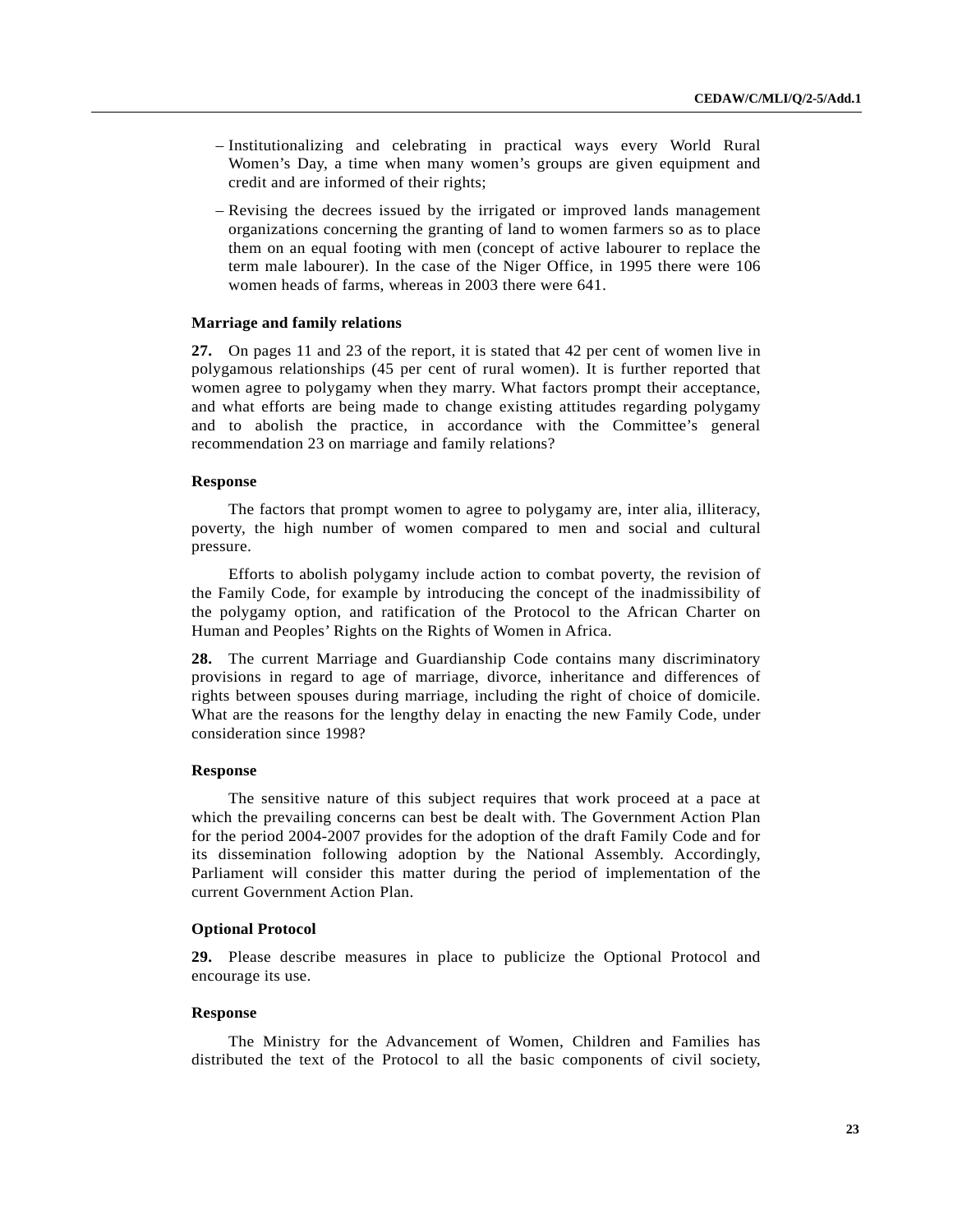- Institutionalizing and celebrating in practical ways every World Rural Women's Day, a time when many women's groups are given equipment and credit and are informed of their rights;
- Revising the decrees issued by the irrigated or improved lands management organizations concerning the granting of land to women farmers so as to place them on an equal footing with men (concept of active labourer to replace the term male labourer). In the case of the Niger Office, in 1995 there were 106 women heads of farms, whereas in 2003 there were 641.

### Marriage and family relations

**27.** On pages 11 and 23 of the report, it is stated that 42 per cent of women live in polygamous relationships (45 per cent of rural women). It is further reported that women agree to polygamy when they marry. What factors prompt their acceptance, and what efforts are being made to change existing attitudes regarding polygamy and to abolish the practice, in accordance with the Committee's general recommendation 23 on marriage and family relations?

#### Response

The factors that prompt women to agree to polygamy are, inter alia, illiteracy, poverty, the high number of women compared to men and social and cultural pressure.

Efforts to abolish polygamy include action to combat poverty, the revision of the Family Code, for example by introducing the concept of the inadmissibility of the polygamy option, and ratification of the Protocol to the African Charter on Human and Peoples' Rights on the Rights of Women in Africa.

**28.** The current Marriage and Guardianship Code contains many discriminatory provisions in regard to age of marriage, divorce, inheritance and differences of rights between spouses during marriage, including the right of choice of domicile. What are the reasons for the lengthy delay in enacting the new Family Code, under consideration since 1998?

#### Response

The sensitive nature of this subject requires that work proceed at a pace at which the prevailing concerns can best be dealt with. The Government Action Plan for the period 2004-2007 provides for the adoption of the draft Family Code and for its dissemination following adoption by the National Assembly. Accordingly, Parliament will consider this matter during the period of implementation of the current Government Action Plan.

### Optional Protocol

**29.** Please describe measures in place to publicize the Optional Protocol and encourage its use.

#### Response

The Ministry for the Advancement of Women, Children and Families has distributed the text of the Protocol to all the basic components of civil society,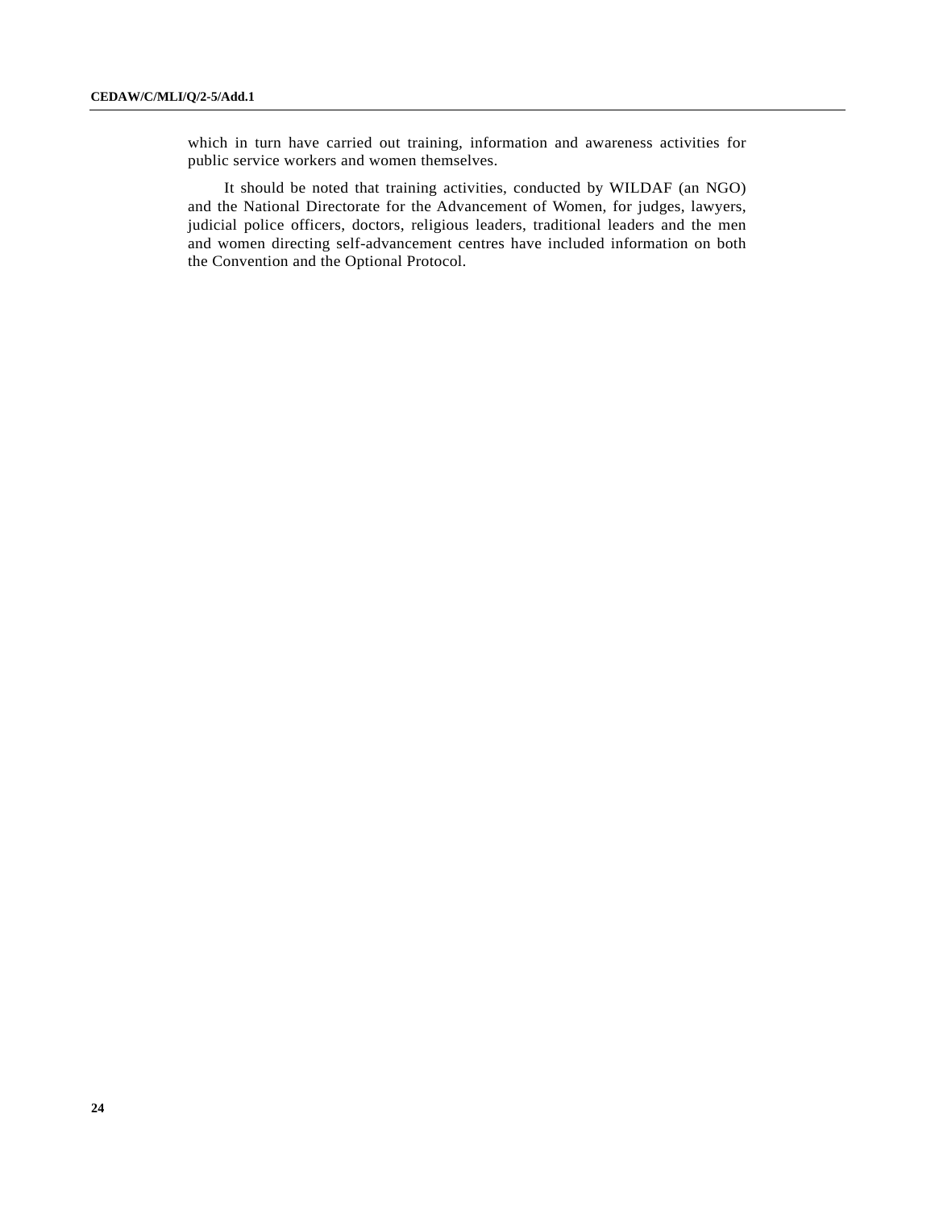which in turn have carried out training, information and awareness activities for public service workers and women themselves.

It should be noted that training activities, conducted by WILDAF (an NGO) and the National Directorate for the Advancement of Women, for judges, lawyers, judicial police officers, doctors, religious leaders, traditional leaders and the men and women directing self-advancement centres have included information on both the Convention and the Optional Protocol.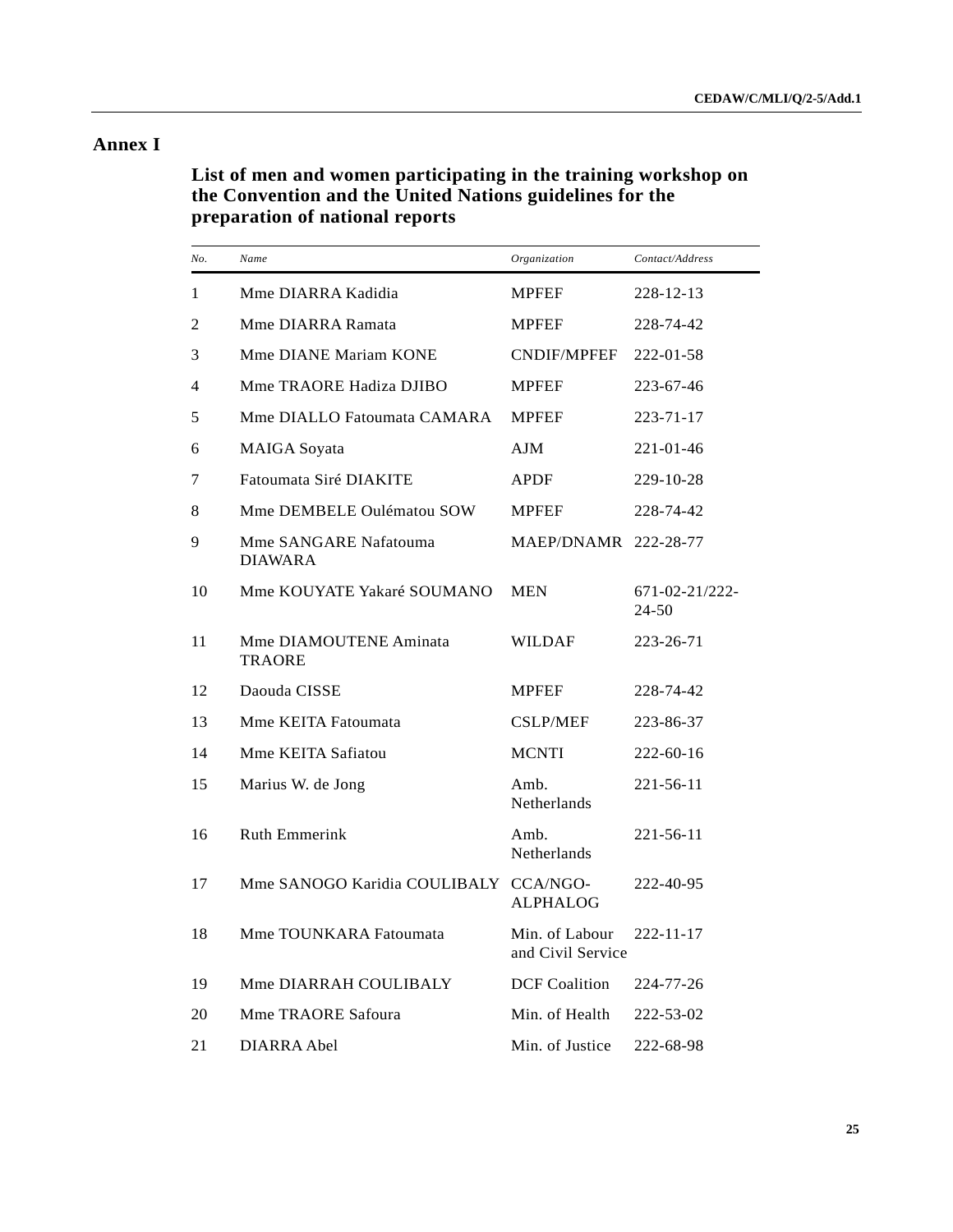# Annex I

## List of men and women participating in the training workshop on the Convention and the United Nations guidelines for the preparation of national reports

| No. | Name | Organization | Contact/Address |
|---|---|---|---|
| 1 | Mme DIARRA Kadidia | MPFEF | 228-12-13 |
| 2 | Mme DIARRA Ramata | MPFEF | 228-74-42 |
| 3 | Mme DIANE Mariam KONE | CNDIF/MPFEF | 222-01-58 |
| 4 | Mme TRAORE Hadiza DJIBO | MPFEF | 223-67-46 |
| 5 | Mme DIALLO Fatoumata CAMARA | MPFEF | 223-71-17 |
| 6 | MAIGA Soyata | AJM | 221-01-46 |
| 7 | Fatoumata Siré DIAKITE | APDF | 229-10-28 |
| 8 | Mme DEMBELE Oulématou SOW | MPFEF | 228-74-42 |
| 9 | Mme SANGARE Nafatouma DIAWARA | MAEP/DNAMR | 222-28-77 |
| 10 | Mme KOUYATE Yakaré SOUMANO | MEN | 671-02-21/222-24-50 |
| 11 | Mme DIAMOUTENE Aminata TRAORE | WILDAF | 223-26-71 |
| 12 | Daouda CISSE | MPFEF | 228-74-42 |
| 13 | Mme KEITA Fatoumata | CSLP/MEF | 223-86-37 |
| 14 | Mme KEITA Safiatou | MCNTI | 222-60-16 |
| 15 | Marius W. de Jong | Amb. Netherlands | 221-56-11 |
| 16 | Ruth Emmerink | Amb. Netherlands | 221-56-11 |
| 17 | Mme SANOGO Karidia COULIBALY | CCA/NGO-ALPHALOG | 222-40-95 |
| 18 | Mme TOUNKARA Fatoumata | Min. of Labour and Civil Service | 222-11-17 |
| 19 | Mme DIARRAH COULIBALY | DCF Coalition | 224-77-26 |
| 20 | Mme TRAORE Safoura | Min. of Health | 222-53-02 |
| 21 | DIARRA Abel | Min. of Justice | 222-68-98 |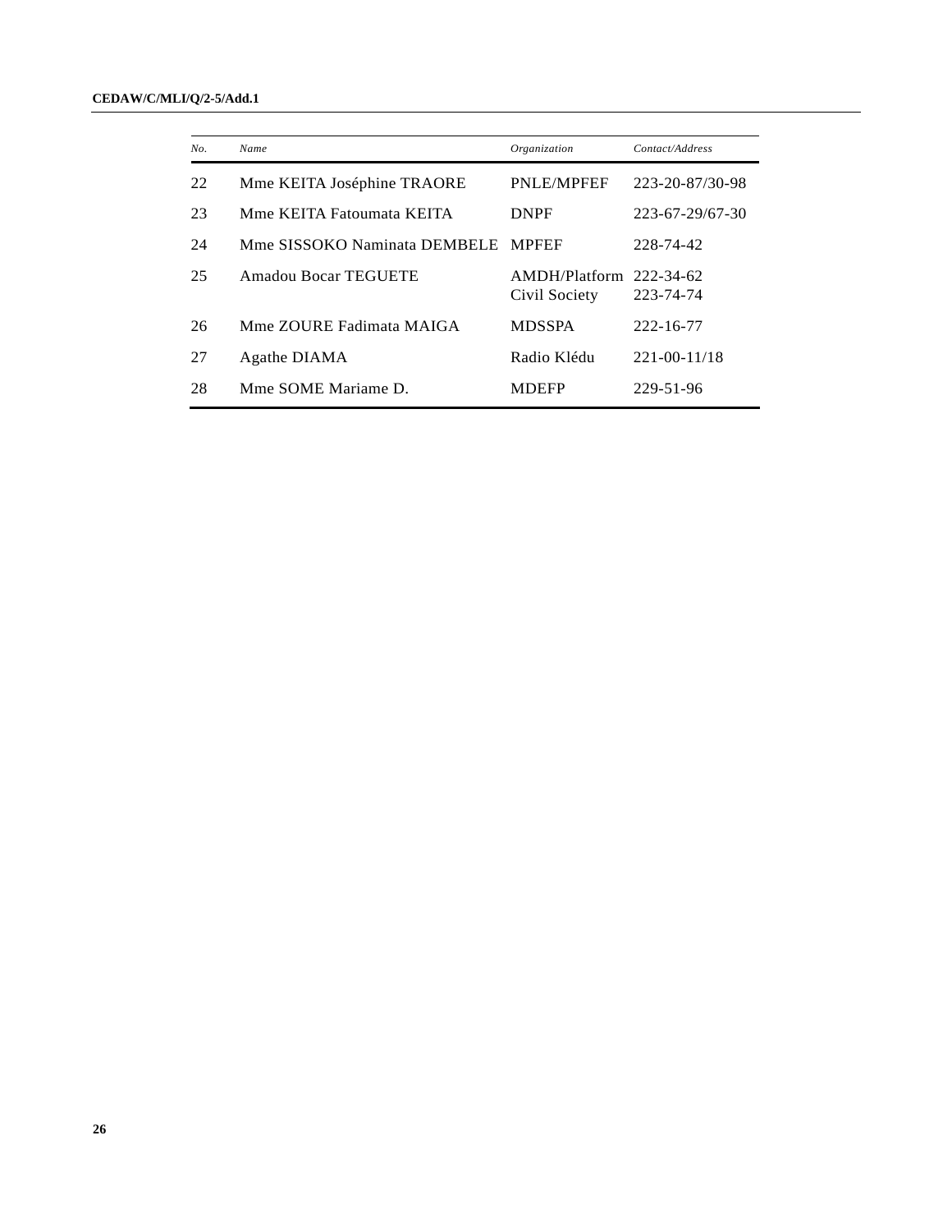| No. | Name | Organization | Contact/Address |
|---|---|---|---|
| 22 | Mme KEITA Joséphine TRAORE | PNLE/MPFEF | 223-20-87/30-98 |
| 23 | Mme KEITA Fatoumata KEITA | DNPF | 223-67-29/67-30 |
| 24 | Mme SISSOKO Naminata DEMBELE | MPFEF | 228-74-42 |
| 25 | Amadou Bocar TEGUETE | AMDH/Platform Civil Society | 222-34-62 223-74-74 |
| 26 | Mme ZOURE Fadimata MAIGA | MDSSPA | 222-16-77 |
| 27 | Agathe DIAMA | Radio Klédu | 221-00-11/18 |
| 28 | Mme SOME Mariame D. | MDEFP | 229-51-96 |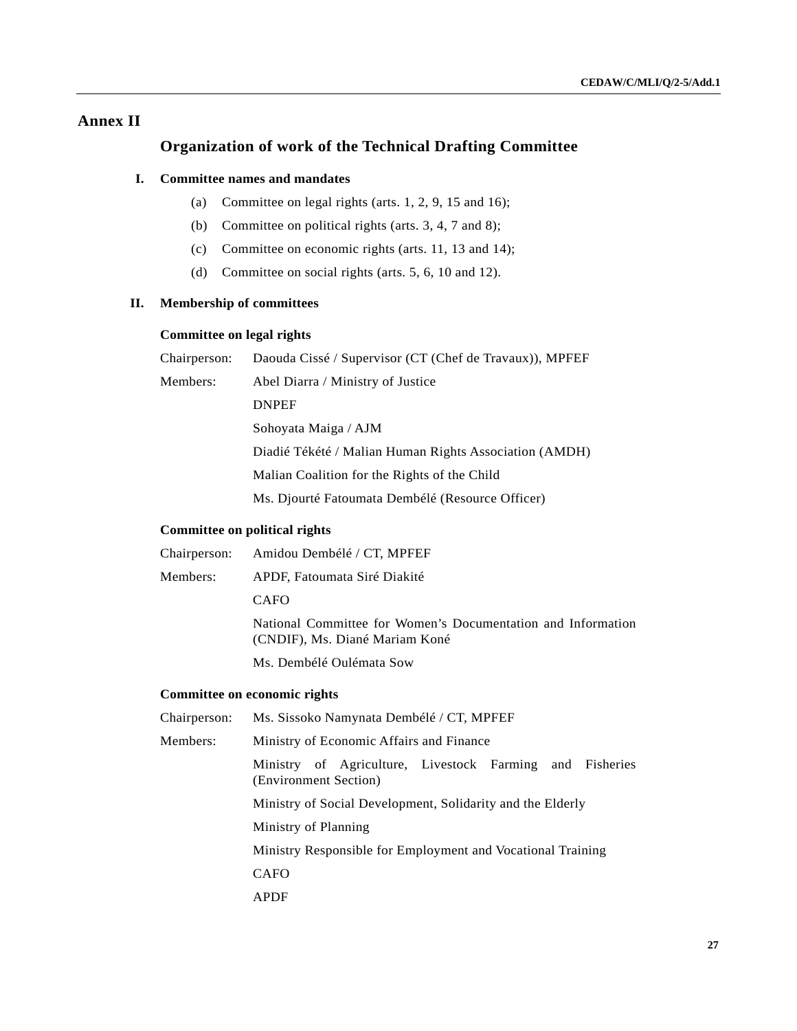# Annex II

## Organization of work of the Technical Drafting Committee

### I. Committee names and mandates

(a) Committee on legal rights (arts. 1, 2, 9, 15 and 16);

(b) Committee on political rights (arts. 3, 4, 7 and 8);

(c) Committee on economic rights (arts. 11, 13 and 14);

(d) Committee on social rights (arts. 5, 6, 10 and 12).

### II. Membership of committees

**Committee on legal rights**

Chairperson: Daouda Cissé / Supervisor (CT (Chef de Travaux)), MPFEF

Members: Abel Diarra / Ministry of Justice

DNPEF

Sohoyata Maiga / AJM

Diadié Tékété / Malian Human Rights Association (AMDH)

Malian Coalition for the Rights of the Child

Ms. Djourté Fatoumata Dembélé (Resource Officer)

**Committee on political rights**

Chairperson: Amidou Dembélé / CT, MPFEF

Members: APDF, Fatoumata Siré Diakité

CAFO

National Committee for Women's Documentation and Information (CNDIF), Ms. Diané Mariam Koné

Ms. Dembélé Oulémata Sow

**Committee on economic rights**

Chairperson: Ms. Sissoko Namynata Dembélé / CT, MPFEF

Members: Ministry of Economic Affairs and Finance

Ministry of Agriculture, Livestock Farming and Fisheries (Environment Section)

Ministry of Social Development, Solidarity and the Elderly

Ministry of Planning

Ministry Responsible for Employment and Vocational Training

CAFO

APDF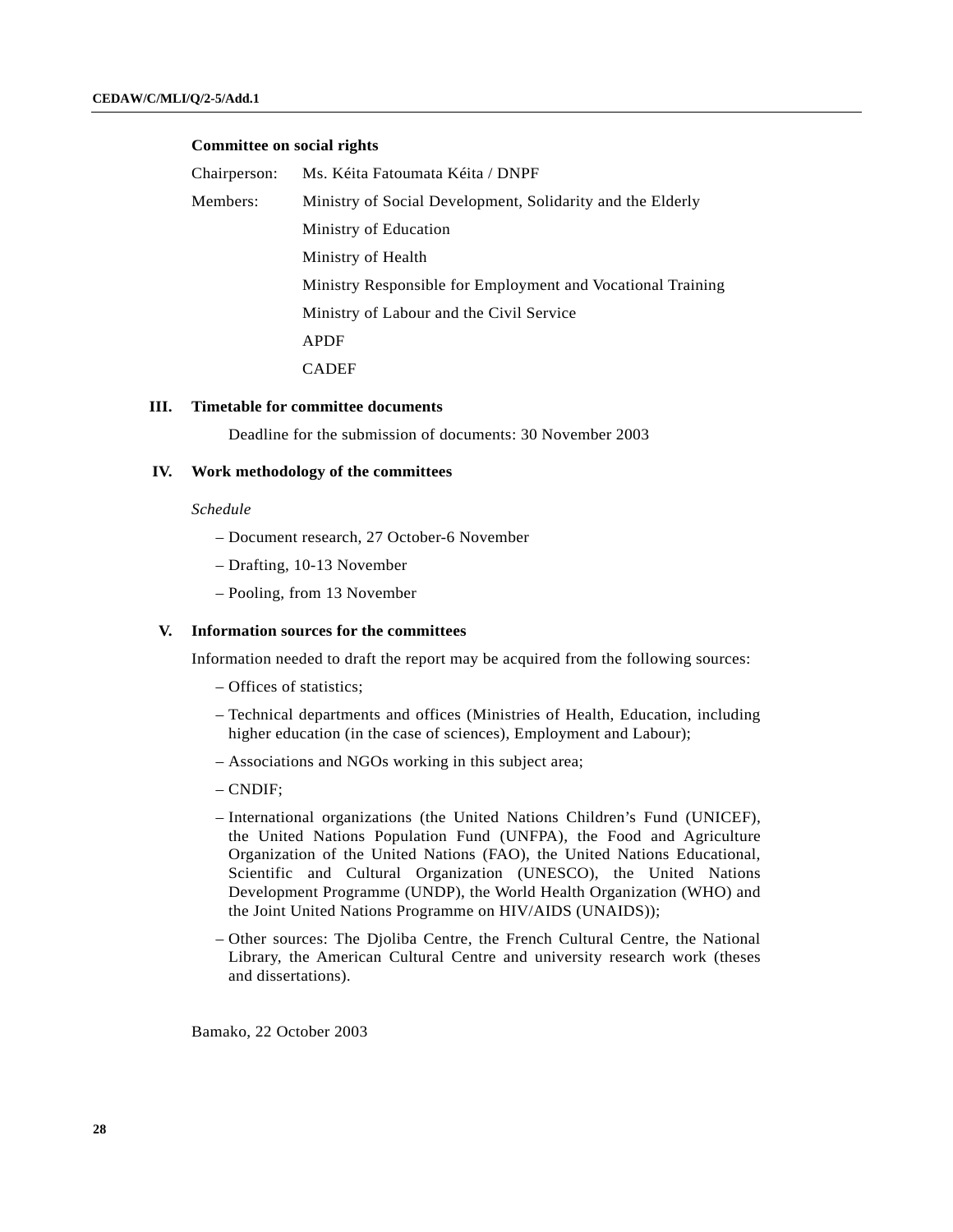**Committee on social rights**

Chairperson: Ms. Kéita Fatoumata Kéita / DNPF

Members: Ministry of Social Development, Solidarity and the Elderly

Ministry of Education

Ministry of Health

Ministry Responsible for Employment and Vocational Training

Ministry of Labour and the Civil Service

APDF

CADEF

## III. Timetable for committee documents

Deadline for the submission of documents: 30 November 2003

## IV. Work methodology of the committees

*Schedule*

– Document research, 27 October-6 November

– Drafting, 10-13 November

– Pooling, from 13 November

## V. Information sources for the committees

Information needed to draft the report may be acquired from the following sources:

– Offices of statistics;

– Technical departments and offices (Ministries of Health, Education, including higher education (in the case of sciences), Employment and Labour);

– Associations and NGOs working in this subject area;

– CNDIF;

– International organizations (the United Nations Children's Fund (UNICEF), the United Nations Population Fund (UNFPA), the Food and Agriculture Organization of the United Nations (FAO), the United Nations Educational, Scientific and Cultural Organization (UNESCO), the United Nations Development Programme (UNDP), the World Health Organization (WHO) and the Joint United Nations Programme on HIV/AIDS (UNAIDS));

– Other sources: The Djoliba Centre, the French Cultural Centre, the National Library, the American Cultural Centre and university research work (theses and dissertations).

Bamako, 22 October 2003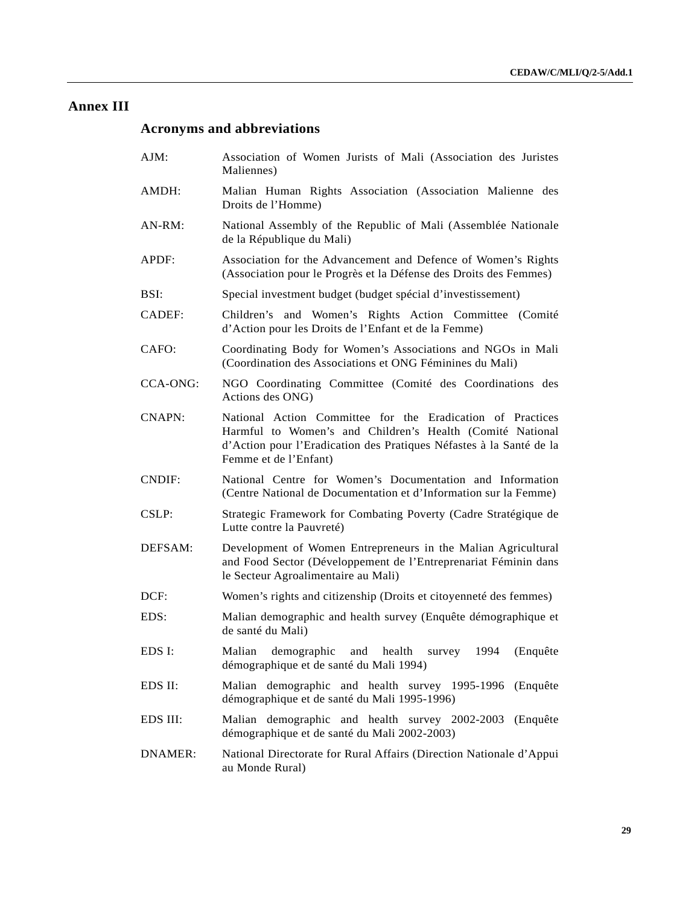# Annex III

## Acronyms and abbreviations

AJM: Association of Women Jurists of Mali (Association des Juristes Maliennes)

AMDH: Malian Human Rights Association (Association Malienne des Droits de l'Homme)

AN-RM: National Assembly of the Republic of Mali (Assemblée Nationale de la République du Mali)

APDF: Association for the Advancement and Defence of Women's Rights (Association pour le Progrès et la Défense des Droits des Femmes)

BSI: Special investment budget (budget spécial d'investissement)

CADEF: Children's and Women's Rights Action Committee (Comité d'Action pour les Droits de l'Enfant et de la Femme)

CAFO: Coordinating Body for Women's Associations and NGOs in Mali (Coordination des Associations et ONG Féminines du Mali)

CCA-ONG: NGO Coordinating Committee (Comité des Coordinations des Actions des ONG)

CNAPN: National Action Committee for the Eradication of Practices Harmful to Women's and Children's Health (Comité National d'Action pour l'Eradication des Pratiques Néfastes à la Santé de la Femme et de l'Enfant)

CNDIF: National Centre for Women's Documentation and Information (Centre National de Documentation et d'Information sur la Femme)

CSLP: Strategic Framework for Combating Poverty (Cadre Stratégique de Lutte contre la Pauvreté)

DEFSAM: Development of Women Entrepreneurs in the Malian Agricultural and Food Sector (Développement de l'Entreprenariat Féminin dans le Secteur Agroalimentaire au Mali)

DCF: Women's rights and citizenship (Droits et citoyenneté des femmes)

EDS: Malian demographic and health survey (Enquête démographique et de santé du Mali)

EDS I: Malian demographic and health survey 1994 (Enquête démographique et de santé du Mali 1994)

EDS II: Malian demographic and health survey 1995-1996 (Enquête démographique et de santé du Mali 1995-1996)

EDS III: Malian demographic and health survey 2002-2003 (Enquête démographique et de santé du Mali 2002-2003)

DNAMER: National Directorate for Rural Affairs (Direction Nationale d'Appui au Monde Rural)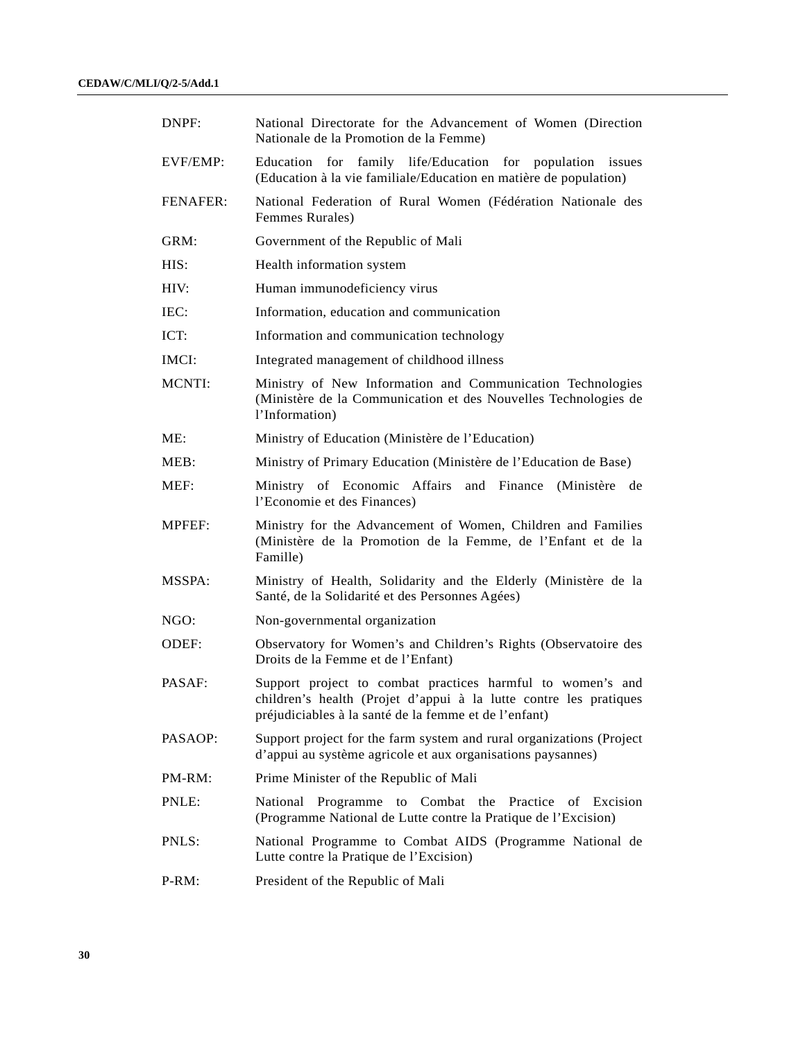| | |
|---|---|
| DNPF: | National Directorate for the Advancement of Women (Direction Nationale de la Promotion de la Femme) |
| EVF/EMP: | Education for family life/Education for population issues (Education à la vie familiale/Education en matière de population) |
| FENAFER: | National Federation of Rural Women (Fédération Nationale des Femmes Rurales) |
| GRM: | Government of the Republic of Mali |
| HIS: | Health information system |
| HIV: | Human immunodeficiency virus |
| IEC: | Information, education and communication |
| ICT: | Information and communication technology |
| IMCI: | Integrated management of childhood illness |
| MCNTI: | Ministry of New Information and Communication Technologies (Ministère de la Communication et des Nouvelles Technologies de l'Information) |
| ME: | Ministry of Education (Ministère de l'Education) |
| MEB: | Ministry of Primary Education (Ministère de l'Education de Base) |
| MEF: | Ministry of Economic Affairs and Finance (Ministère de l'Economie et des Finances) |
| MPFEF: | Ministry for the Advancement of Women, Children and Families (Ministère de la Promotion de la Femme, de l'Enfant et de la Famille) |
| MSSPA: | Ministry of Health, Solidarity and the Elderly (Ministère de la Santé, de la Solidarité et des Personnes Agées) |
| NGO: | Non-governmental organization |
| ODEF: | Observatory for Women's and Children's Rights (Observatoire des Droits de la Femme et de l'Enfant) |
| PASAF: | Support project to combat practices harmful to women's and children's health (Projet d'appui à la lutte contre les pratiques préjudiciables à la santé de la femme et de l'enfant) |
| PASAOP: | Support project for the farm system and rural organizations (Project d'appui au système agricole et aux organisations paysannes) |
| PM-RM: | Prime Minister of the Republic of Mali |
| PNLE: | National Programme to Combat the Practice of Excision (Programme National de Lutte contre la Pratique de l'Excision) |
| PNLS: | National Programme to Combat AIDS (Programme National de Lutte contre la Pratique de l'Excision) |
| P-RM: | President of the Republic of Mali |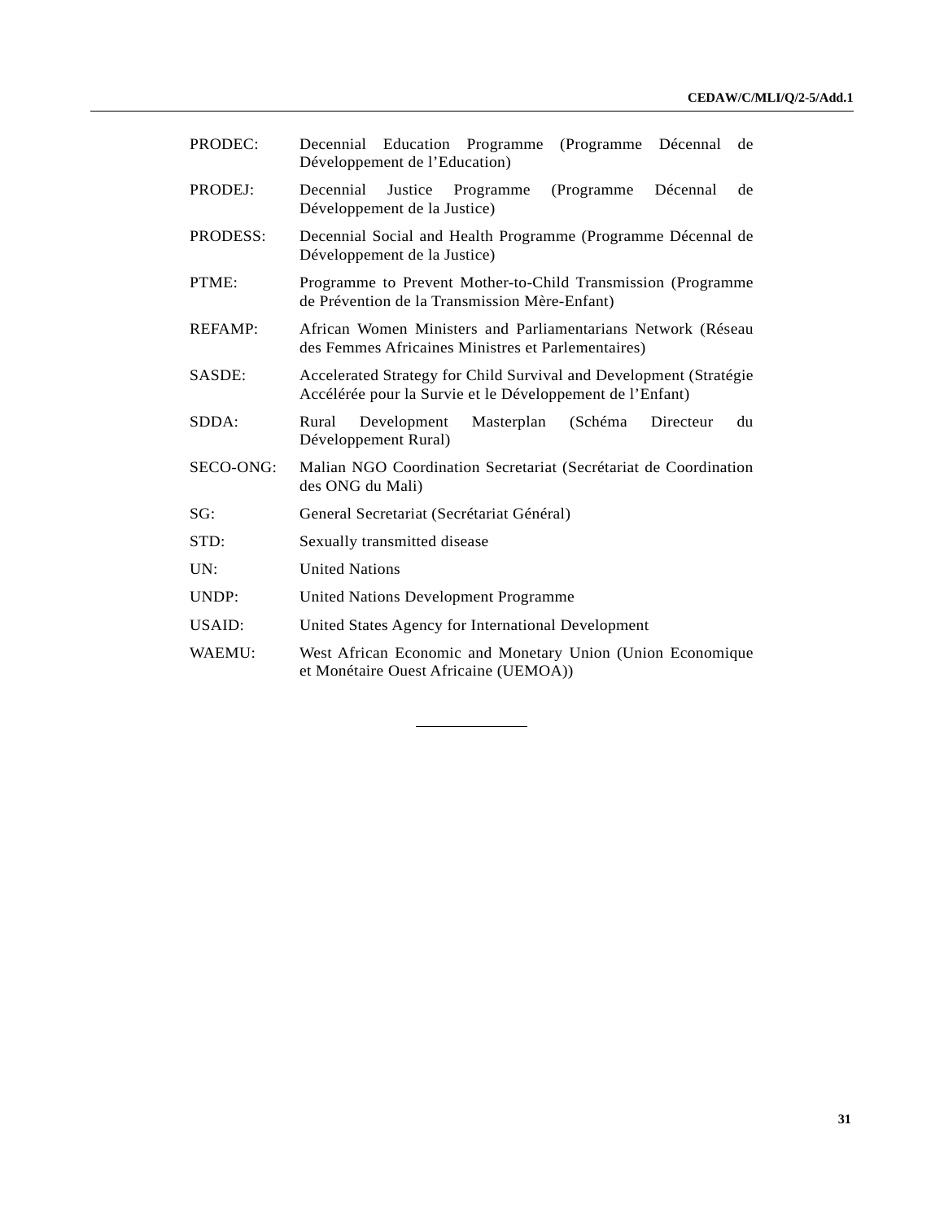| | |
|---|---|
| PRODEC: | Decennial Education Programme (Programme Décennal de Développement de l'Education) |
| PRODEJ: | Decennial Justice Programme (Programme Décennal de Développement de la Justice) |
| PRODESS: | Decennial Social and Health Programme (Programme Décennal de Développement de la Justice) |
| PTME: | Programme to Prevent Mother-to-Child Transmission (Programme de Prévention de la Transmission Mère-Enfant) |
| REFAMP: | African Women Ministers and Parliamentarians Network (Réseau des Femmes Africaines Ministres et Parlementaires) |
| SASDE: | Accelerated Strategy for Child Survival and Development (Stratégie Accélérée pour la Survie et le Développement de l'Enfant) |
| SDDA: | Rural Development Masterplan (Schéma Directeur du Développement Rural) |
| SECO-ONG: | Malian NGO Coordination Secretariat (Secrétariat de Coordination des ONG du Mali) |
| SG: | General Secretariat (Secrétariat Général) |
| STD: | Sexually transmitted disease |
| UN: | United Nations |
| UNDP: | United Nations Development Programme |
| USAID: | United States Agency for International Development |
| WAEMU: | West African Economic and Monetary Union (Union Economique et Monétaire Ouest Africaine (UEMOA)) |